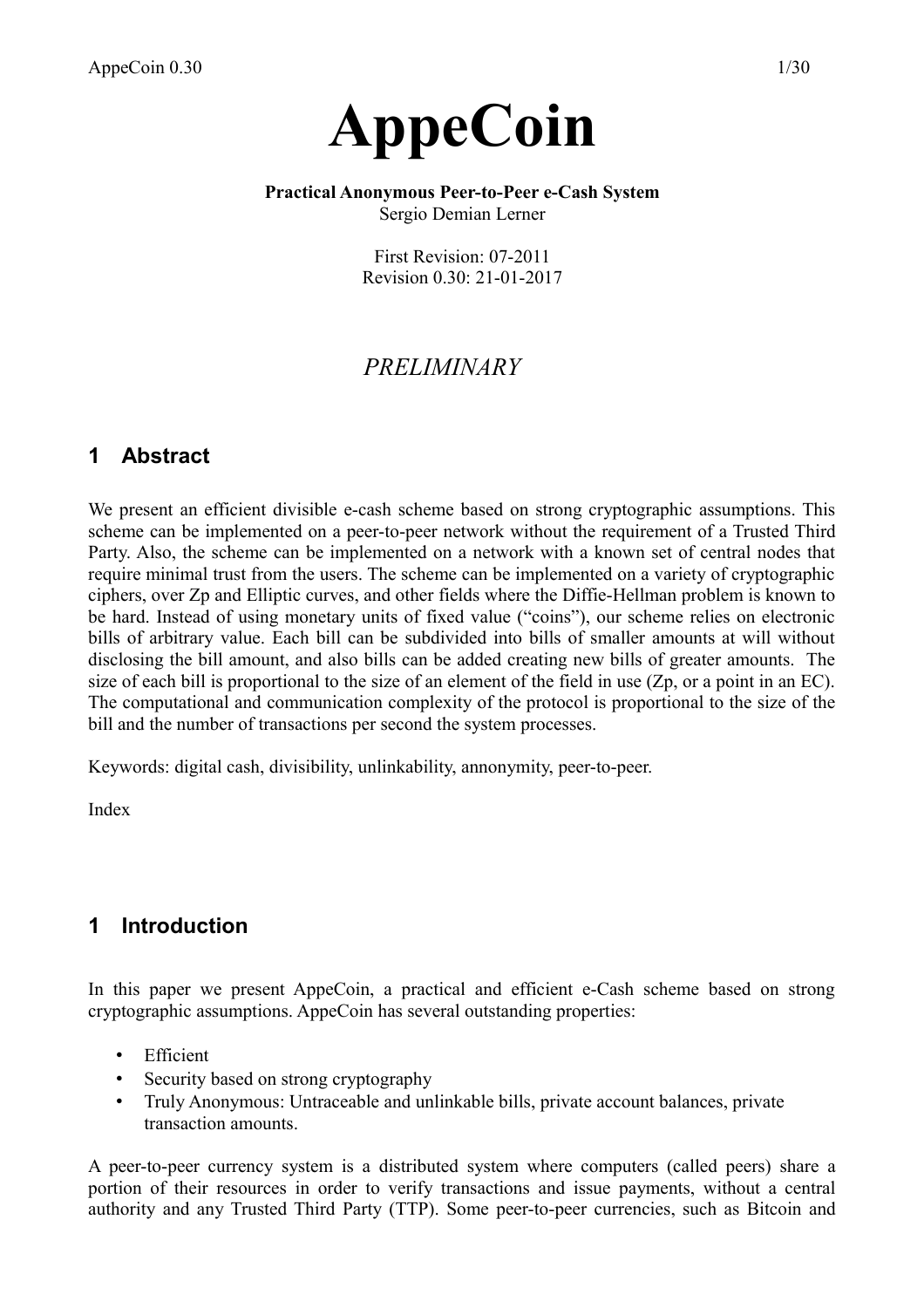# AppeCoin

**Practical Anonymous Peer-to-Peer e-Cash System**
Sergio Demian Lerner

First Revision: 07-2011
Revision 0.30: 21-01-2017

*PRELIMINARY*

## 1 Abstract

We present an efficient divisible e-cash scheme based on strong cryptographic assumptions. This scheme can be implemented on a peer-to-peer network without the requirement of a Trusted Third Party. Also, the scheme can be implemented on a network with a known set of central nodes that require minimal trust from the users. The scheme can be implemented on a variety of cryptographic ciphers, over Zp and Elliptic curves, and other fields where the Diffie-Hellman problem is known to be hard. Instead of using monetary units of fixed value ("coins"), our scheme relies on electronic bills of arbitrary value. Each bill can be subdivided into bills of smaller amounts at will without disclosing the bill amount, and also bills can be added creating new bills of greater amounts. The size of each bill is proportional to the size of an element of the field in use (Zp, or a point in an EC). The computational and communication complexity of the protocol is proportional to the size of the bill and the number of transactions per second the system processes.

Keywords: digital cash, divisibility, unlinkability, annonymity, peer-to-peer.

Index

## 1 Introduction

In this paper we present AppeCoin, a practical and efficient e-Cash scheme based on strong cryptographic assumptions. AppeCoin has several outstanding properties:

- Efficient
- Security based on strong cryptography
- Truly Anonymous: Untraceable and unlinkable bills, private account balances, private transaction amounts.

A peer-to-peer currency system is a distributed system where computers (called peers) share a portion of their resources in order to verify transactions and issue payments, without a central authority and any Trusted Third Party (TTP). Some peer-to-peer currencies, such as Bitcoin and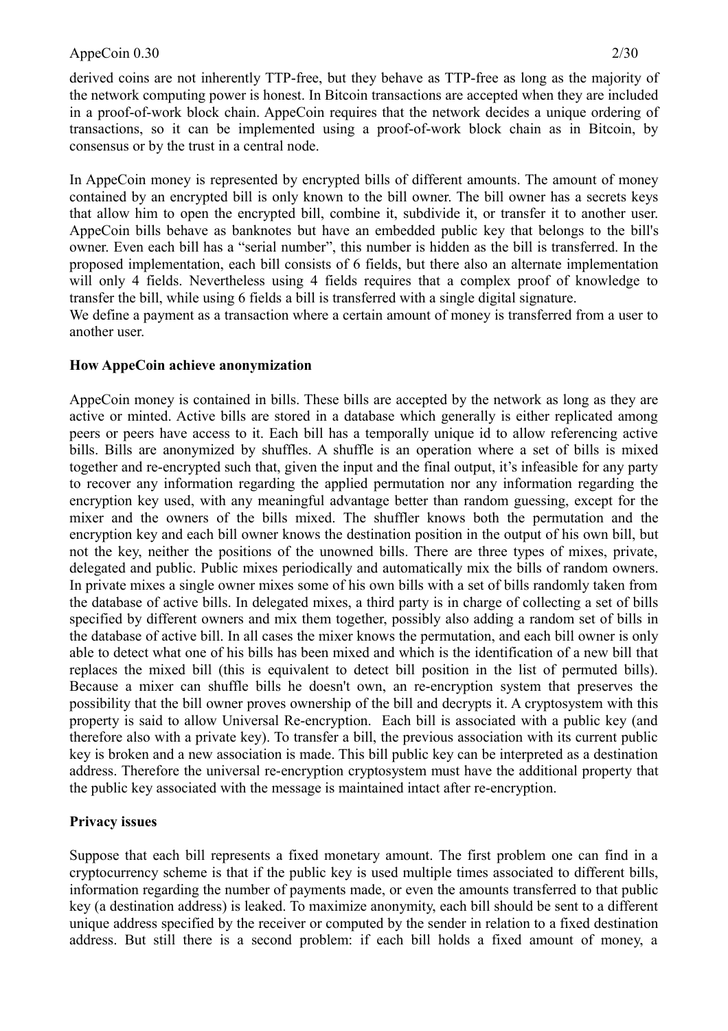derived coins are not inherently TTP-free, but they behave as TTP-free as long as the majority of the network computing power is honest. In Bitcoin transactions are accepted when they are included in a proof-of-work block chain. AppeCoin requires that the network decides a unique ordering of transactions, so it can be implemented using a proof-of-work block chain as in Bitcoin, by consensus or by the trust in a central node.

In AppeCoin money is represented by encrypted bills of different amounts. The amount of money contained by an encrypted bill is only known to the bill owner. The bill owner has a secrets keys that allow him to open the encrypted bill, combine it, subdivide it, or transfer it to another user. AppeCoin bills behave as banknotes but have an embedded public key that belongs to the bill's owner. Even each bill has a "serial number", this number is hidden as the bill is transferred. In the proposed implementation, each bill consists of 6 fields, but there also an alternate implementation will only 4 fields. Nevertheless using 4 fields requires that a complex proof of knowledge to transfer the bill, while using 6 fields a bill is transferred with a single digital signature.
We define a payment as a transaction where a certain amount of money is transferred from a user to another user.

**How AppeCoin achieve anonymization**

AppeCoin money is contained in bills. These bills are accepted by the network as long as they are active or minted. Active bills are stored in a database which generally is either replicated among peers or peers have access to it. Each bill has a temporally unique id to allow referencing active bills. Bills are anonymized by shuffles. A shuffle is an operation where a set of bills is mixed together and re-encrypted such that, given the input and the final output, it's infeasible for any party to recover any information regarding the applied permutation nor any information regarding the encryption key used, with any meaningful advantage better than random guessing, except for the mixer and the owners of the bills mixed. The shuffler knows both the permutation and the encryption key and each bill owner knows the destination position in the output of his own bill, but not the key, neither the positions of the unowned bills. There are three types of mixes, private, delegated and public. Public mixes periodically and automatically mix the bills of random owners. In private mixes a single owner mixes some of his own bills with a set of bills randomly taken from the database of active bills. In delegated mixes, a third party is in charge of collecting a set of bills specified by different owners and mix them together, possibly also adding a random set of bills in the database of active bill. In all cases the mixer knows the permutation, and each bill owner is only able to detect what one of his bills has been mixed and which is the identification of a new bill that replaces the mixed bill (this is equivalent to detect bill position in the list of permuted bills). Because a mixer can shuffle bills he doesn't own, an re-encryption system that preserves the possibility that the bill owner proves ownership of the bill and decrypts it. A cryptosystem with this property is said to allow Universal Re-encryption. Each bill is associated with a public key (and therefore also with a private key). To transfer a bill, the previous association with its current public key is broken and a new association is made. This bill public key can be interpreted as a destination address. Therefore the universal re-encryption cryptosystem must have the additional property that the public key associated with the message is maintained intact after re-encryption.

**Privacy issues**

Suppose that each bill represents a fixed monetary amount. The first problem one can find in a cryptocurrency scheme is that if the public key is used multiple times associated to different bills, information regarding the number of payments made, or even the amounts transferred to that public key (a destination address) is leaked. To maximize anonymity, each bill should be sent to a different unique address specified by the receiver or computed by the sender in relation to a fixed destination address. But still there is a second problem: if each bill holds a fixed amount of money, a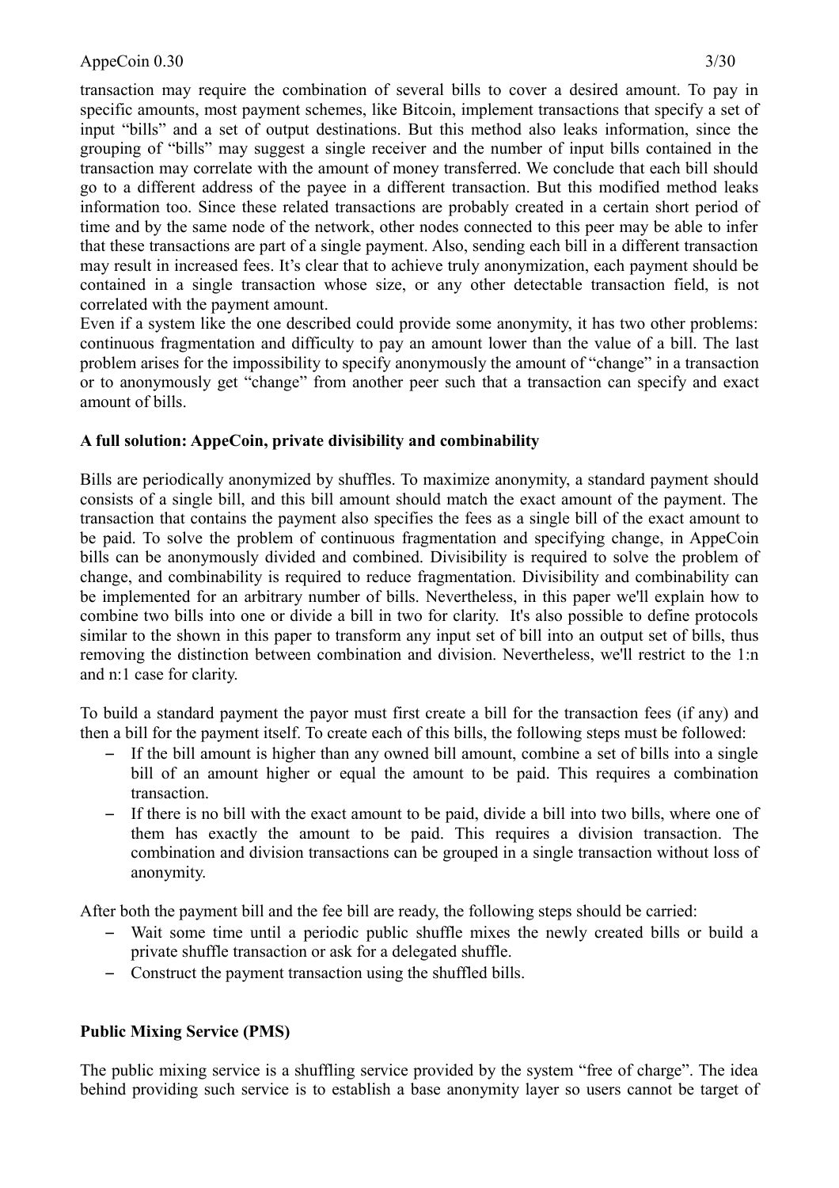transaction may require the combination of several bills to cover a desired amount. To pay in specific amounts, most payment schemes, like Bitcoin, implement transactions that specify a set of input "bills" and a set of output destinations. But this method also leaks information, since the grouping of "bills" may suggest a single receiver and the number of input bills contained in the transaction may correlate with the amount of money transferred. We conclude that each bill should go to a different address of the payee in a different transaction. But this modified method leaks information too. Since these related transactions are probably created in a certain short period of time and by the same node of the network, other nodes connected to this peer may be able to infer that these transactions are part of a single payment. Also, sending each bill in a different transaction may result in increased fees. It's clear that to achieve truly anonymization, each payment should be contained in a single transaction whose size, or any other detectable transaction field, is not correlated with the payment amount.

Even if a system like the one described could provide some anonymity, it has two other problems: continuous fragmentation and difficulty to pay an amount lower than the value of a bill. The last problem arises for the impossibility to specify anonymously the amount of "change" in a transaction or to anonymously get "change" from another peer such that a transaction can specify and exact amount of bills.

**A full solution: AppeCoin, private divisibility and combinability**

Bills are periodically anonymized by shuffles. To maximize anonymity, a standard payment should consists of a single bill, and this bill amount should match the exact amount of the payment. The transaction that contains the payment also specifies the fees as a single bill of the exact amount to be paid. To solve the problem of continuous fragmentation and specifying change, in AppeCoin bills can be anonymously divided and combined. Divisibility is required to solve the problem of change, and combinability is required to reduce fragmentation. Divisibility and combinability can be implemented for an arbitrary number of bills. Nevertheless, in this paper we'll explain how to combine two bills into one or divide a bill in two for clarity. It's also possible to define protocols similar to the shown in this paper to transform any input set of bill into an output set of bills, thus removing the distinction between combination and division. Nevertheless, we'll restrict to the 1:n and n:1 case for clarity.

To build a standard payment the payor must first create a bill for the transaction fees (if any) and then a bill for the payment itself. To create each of this bills, the following steps must be followed:

- If the bill amount is higher than any owned bill amount, combine a set of bills into a single bill of an amount higher or equal the amount to be paid. This requires a combination transaction.
- If there is no bill with the exact amount to be paid, divide a bill into two bills, where one of them has exactly the amount to be paid. This requires a division transaction. The combination and division transactions can be grouped in a single transaction without loss of anonymity.

After both the payment bill and the fee bill are ready, the following steps should be carried:

- Wait some time until a periodic public shuffle mixes the newly created bills or build a private shuffle transaction or ask for a delegated shuffle.
- Construct the payment transaction using the shuffled bills.

**Public Mixing Service (PMS)**

The public mixing service is a shuffling service provided by the system "free of charge". The idea behind providing such service is to establish a base anonymity layer so users cannot be target of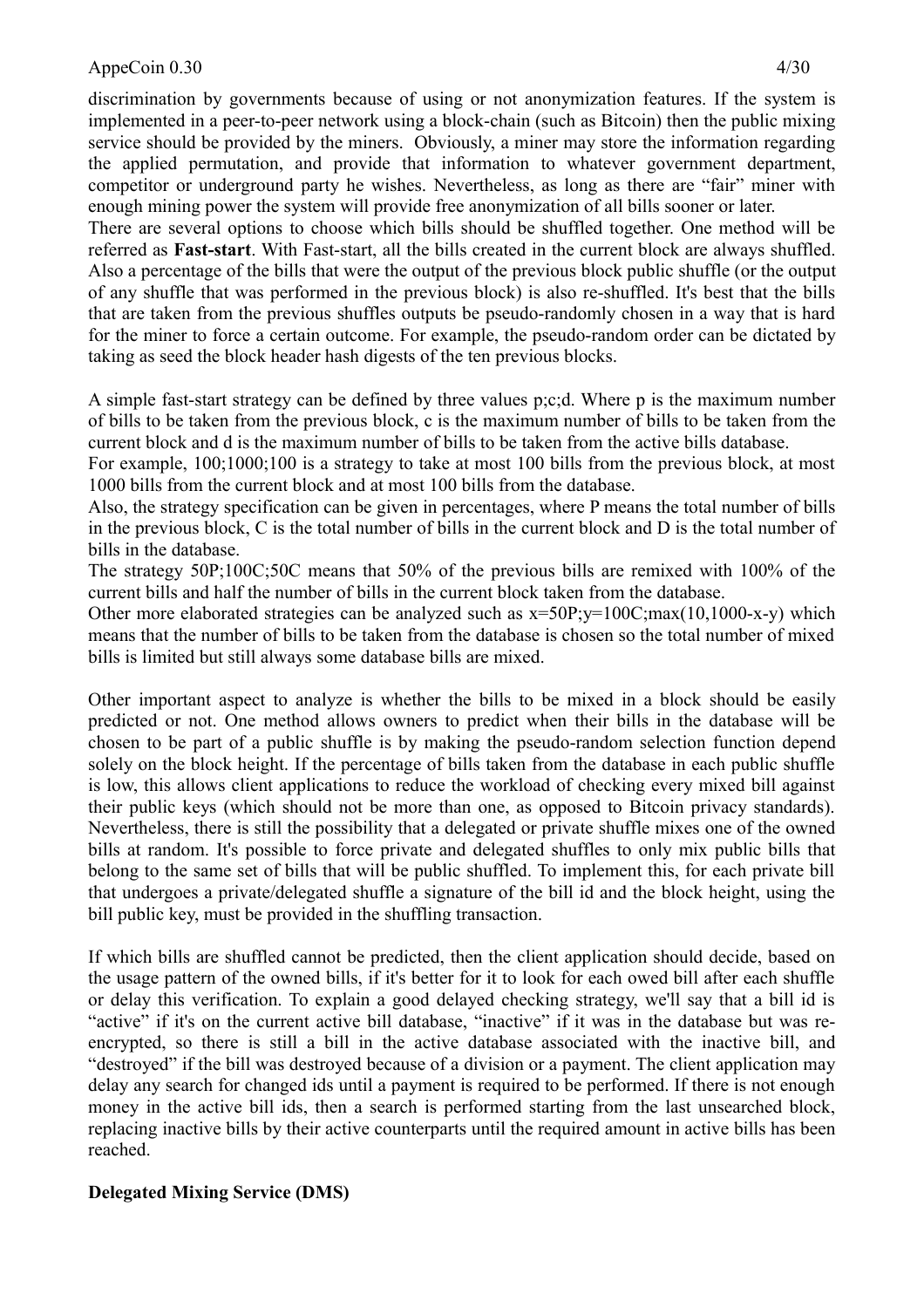discrimination by governments because of using or not anonymization features. If the system is implemented in a peer-to-peer network using a block-chain (such as Bitcoin) then the public mixing service should be provided by the miners. Obviously, a miner may store the information regarding the applied permutation, and provide that information to whatever government department, competitor or underground party he wishes. Nevertheless, as long as there are "fair" miner with enough mining power the system will provide free anonymization of all bills sooner or later.

There are several options to choose which bills should be shuffled together. One method will be referred as **Fast-start**. With Fast-start, all the bills created in the current block are always shuffled. Also a percentage of the bills that were the output of the previous block public shuffle (or the output of any shuffle that was performed in the previous block) is also re-shuffled. It's best that the bills that are taken from the previous shuffles outputs be pseudo-randomly chosen in a way that is hard for the miner to force a certain outcome. For example, the pseudo-random order can be dictated by taking as seed the block header hash digests of the ten previous blocks.

A simple fast-start strategy can be defined by three values p;c;d. Where p is the maximum number of bills to be taken from the previous block, c is the maximum number of bills to be taken from the current block and d is the maximum number of bills to be taken from the active bills database.

For example, 100;1000;100 is a strategy to take at most 100 bills from the previous block, at most 1000 bills from the current block and at most 100 bills from the database.

Also, the strategy specification can be given in percentages, where P means the total number of bills in the previous block, C is the total number of bills in the current block and D is the total number of bills in the database.

The strategy 50P;100C;50C means that 50% of the previous bills are remixed with 100% of the current bills and half the number of bills in the current block taken from the database.

Other more elaborated strategies can be analyzed such as x=50P;y=100C;max(10,1000-x-y) which means that the number of bills to be taken from the database is chosen so the total number of mixed bills is limited but still always some database bills are mixed.

Other important aspect to analyze is whether the bills to be mixed in a block should be easily predicted or not. One method allows owners to predict when their bills in the database will be chosen to be part of a public shuffle is by making the pseudo-random selection function depend solely on the block height. If the percentage of bills taken from the database in each public shuffle is low, this allows client applications to reduce the workload of checking every mixed bill against their public keys (which should not be more than one, as opposed to Bitcoin privacy standards). Nevertheless, there is still the possibility that a delegated or private shuffle mixes one of the owned bills at random. It's possible to force private and delegated shuffles to only mix public bills that belong to the same set of bills that will be public shuffled. To implement this, for each private bill that undergoes a private/delegated shuffle a signature of the bill id and the block height, using the bill public key, must be provided in the shuffling transaction.

If which bills are shuffled cannot be predicted, then the client application should decide, based on the usage pattern of the owned bills, if it's better for it to look for each owed bill after each shuffle or delay this verification. To explain a good delayed checking strategy, we'll say that a bill id is "active" if it's on the current active bill database, "inactive" if it was in the database but was re-encrypted, so there is still a bill in the active database associated with the inactive bill, and "destroyed" if the bill was destroyed because of a division or a payment. The client application may delay any search for changed ids until a payment is required to be performed. If there is not enough money in the active bill ids, then a search is performed starting from the last unsearched block, replacing inactive bills by their active counterparts until the required amount in active bills has been reached.

**Delegated Mixing Service (DMS)**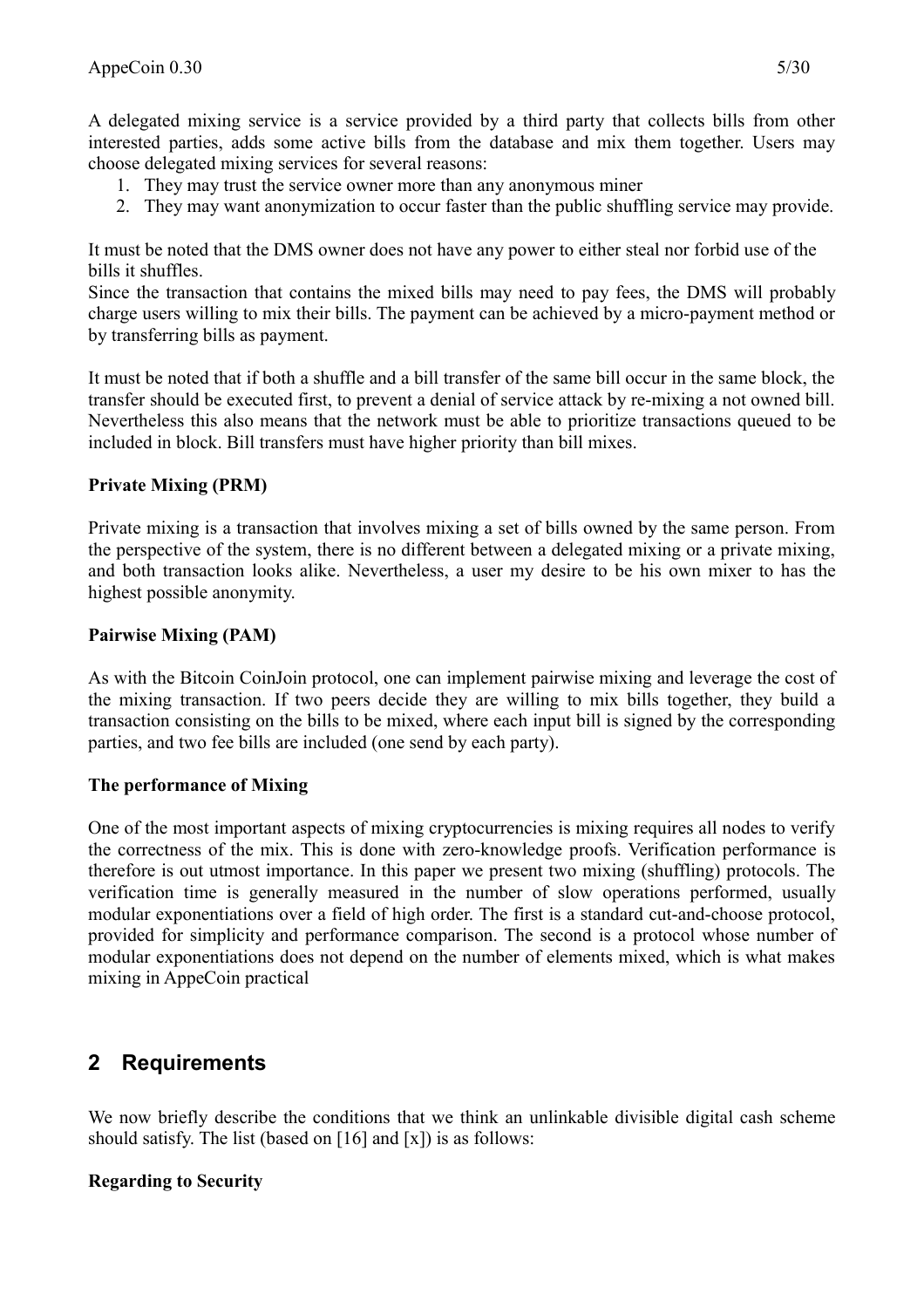A delegated mixing service is a service provided by a third party that collects bills from other interested parties, adds some active bills from the database and mix them together. Users may choose delegated mixing services for several reasons:

1. They may trust the service owner more than any anonymous miner
2. They may want anonymization to occur faster than the public shuffling service may provide.

It must be noted that the DMS owner does not have any power to either steal nor forbid use of the bills it shuffles.
Since the transaction that contains the mixed bills may need to pay fees, the DMS will probably charge users willing to mix their bills. The payment can be achieved by a micro-payment method or by transferring bills as payment.

It must be noted that if both a shuffle and a bill transfer of the same bill occur in the same block, the transfer should be executed first, to prevent a denial of service attack by re-mixing a not owned bill. Nevertheless this also means that the network must be able to prioritize transactions queued to be included in block. Bill transfers must have higher priority than bill mixes.

**Private Mixing (PRM)**

Private mixing is a transaction that involves mixing a set of bills owned by the same person. From the perspective of the system, there is no different between a delegated mixing or a private mixing, and both transaction looks alike. Nevertheless, a user my desire to be his own mixer to has the highest possible anonymity.

**Pairwise Mixing (PAM)**

As with the Bitcoin CoinJoin protocol, one can implement pairwise mixing and leverage the cost of the mixing transaction. If two peers decide they are willing to mix bills together, they build a transaction consisting on the bills to be mixed, where each input bill is signed by the corresponding parties, and two fee bills are included (one send by each party).

**The performance of Mixing**

One of the most important aspects of mixing cryptocurrencies is mixing requires all nodes to verify the correctness of the mix. This is done with zero-knowledge proofs. Verification performance is therefore is out utmost importance. In this paper we present two mixing (shuffling) protocols. The verification time is generally measured in the number of slow operations performed, usually modular exponentiations over a field of high order. The first is a standard cut-and-choose protocol, provided for simplicity and performance comparison. The second is a protocol whose number of modular exponentiations does not depend on the number of elements mixed, which is what makes mixing in AppeCoin practical

## 2 Requirements

We now briefly describe the conditions that we think an unlinkable divisible digital cash scheme should satisfy. The list (based on [16] and [x]) is as follows:

**Regarding to Security**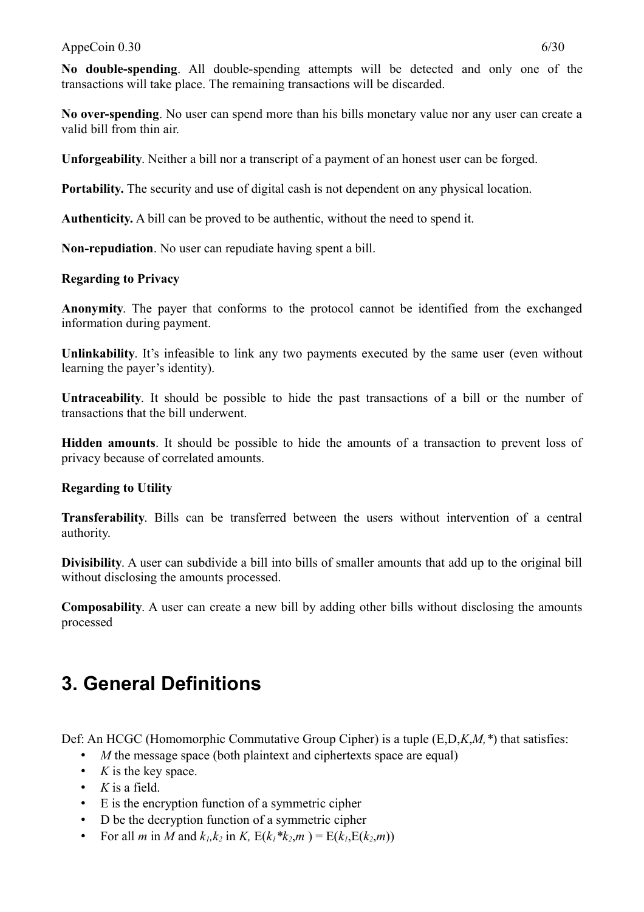**No double-spending**. All double-spending attempts will be detected and only one of the transactions will take place. The remaining transactions will be discarded.

**No over-spending**. No user can spend more than his bills monetary value nor any user can create a valid bill from thin air.

**Unforgeability**. Neither a bill nor a transcript of a payment of an honest user can be forged.

**Portability.** The security and use of digital cash is not dependent on any physical location.

**Authenticity.** A bill can be proved to be authentic, without the need to spend it.

**Non-repudiation**. No user can repudiate having spent a bill.

**Regarding to Privacy**

**Anonymity**. The payer that conforms to the protocol cannot be identified from the exchanged information during payment.

**Unlinkability**. It's infeasible to link any two payments executed by the same user (even without learning the payer's identity).

**Untraceability**. It should be possible to hide the past transactions of a bill or the number of transactions that the bill underwent.

**Hidden amounts**. It should be possible to hide the amounts of a transaction to prevent loss of privacy because of correlated amounts.

**Regarding to Utility**

**Transferability**. Bills can be transferred between the users without intervention of a central authority.

**Divisibility**. A user can subdivide a bill into bills of smaller amounts that add up to the original bill without disclosing the amounts processed.

**Composability**. A user can create a new bill by adding other bills without disclosing the amounts processed

# 3. General Definitions

Def: An HCGC (Homomorphic Commutative Group Cipher) is a tuple $(E,D,K,M,*)$ that satisfies:

- $M$ the message space (both plaintext and ciphertexts space are equal)
- $K$ is the key space.
- $K$ is a field.
- E is the encryption function of a symmetric cipher
- D be the decryption function of a symmetric cipher
- For all $m$ in $M$ and $k_1,k_2$ in $K$, $E(k_1*k_2,m) = E(k_1,E(k_2,m))$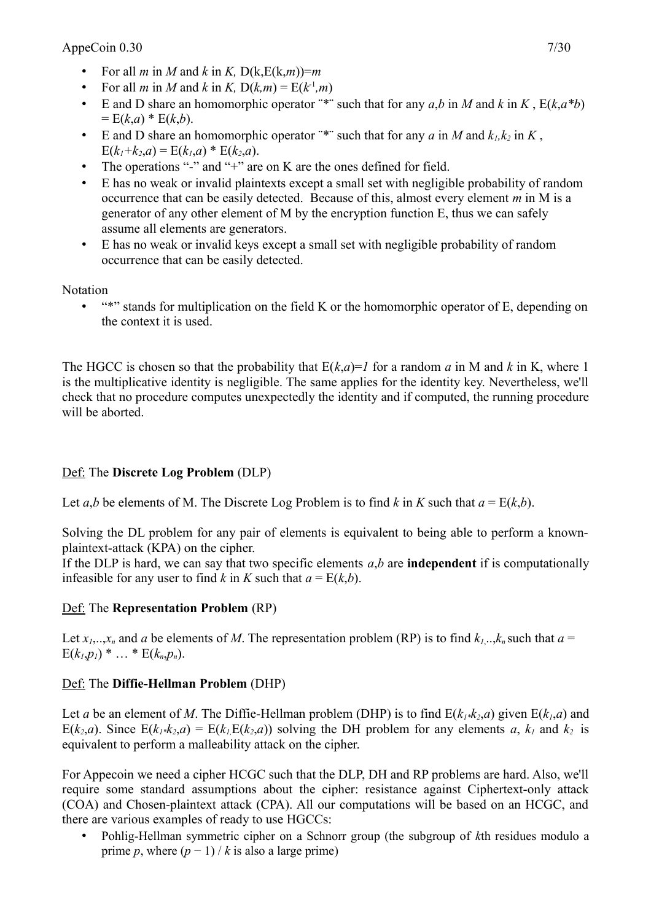- For all $m$ in $M$ and $k$ in $K$, $D(k,E(k,m))=m$
- For all $m$ in $M$ and $k$ in $K$, $D(k,m) = E(k^{-1},m)$
- E and D share an homomorphic operator ¨*¨ such that for any $a$,$b$ in $M$ and $k$ in $K$ , $E(k,a*b) = E(k,a) * E(k,b)$.
- E and D share an homomorphic operator ¨*¨ such that for any $a$ in $M$ and $k_1$,$k_2$ in $K$ , $E(k_1+k_2,a) = E(k_1,a) * E(k_2,a)$.
- The operations "-" and "+" are on K are the ones defined for field.
- E has no weak or invalid plaintexts except a small set with negligible probability of random occurrence that can be easily detected. Because of this, almost every element $m$ in M is a generator of any other element of M by the encryption function E, thus we can safely assume all elements are generators.
- E has no weak or invalid keys except a small set with negligible probability of random occurrence that can be easily detected.

Notation

- "*" stands for multiplication on the field K or the homomorphic operator of E, depending on the context it is used.

The HGCC is chosen so that the probability that $E(k,a)=1$ for a random $a$ in M and $k$ in K, where 1 is the multiplicative identity is negligible. The same applies for the identity key. Nevertheless, we'll check that no procedure computes unexpectedly the identity and if computed, the running procedure will be aborted.

Def: The **Discrete Log Problem** (DLP)

Let $a$,$b$ be elements of M. The Discrete Log Problem is to find $k$ in $K$ such that $a = E(k,b)$.

Solving the DL problem for any pair of elements is equivalent to being able to perform a known-plaintext-attack (KPA) on the cipher.
If the DLP is hard, we can say that two specific elements $a$,$b$ are **independent** if is computationally infeasible for any user to find $k$ in $K$ such that $a = E(k,b)$.

Def: The **Representation Problem** (RP)

Let $x_1$,..,$x_n$ and $a$ be elements of $M$. The representation problem (RP) is to find $k_1$,..,$k_n$ such that $a = E(k_1,p_1) * \ldots * E(k_n,p_n)$.

Def: The **Diffie-Hellman Problem** (DHP)

Let $a$ be an element of $M$. The Diffie-Hellman problem (DHP) is to find $E(k_1*k_2,a)$ given $E(k_1,a)$ and $E(k_2,a)$. Since $E(k_1*k_2,a) = E(k_1,E(k_2,a))$ solving the DH problem for any elements $a$, $k_1$ and $k_2$ is equivalent to perform a malleability attack on the cipher.

For Appecoin we need a cipher HCGC such that the DLP, DH and RP problems are hard. Also, we'll require some standard assumptions about the cipher: resistance against Ciphertext-only attack (COA) and Chosen-plaintext attack (CPA). All our computations will be based on an HCGC, and there are various examples of ready to use HGCCs:

- Pohlig-Hellman symmetric cipher on a Schnorr group (the subgroup of $k$th residues modulo a prime $p$, where $(p - 1) / k$ is also a large prime)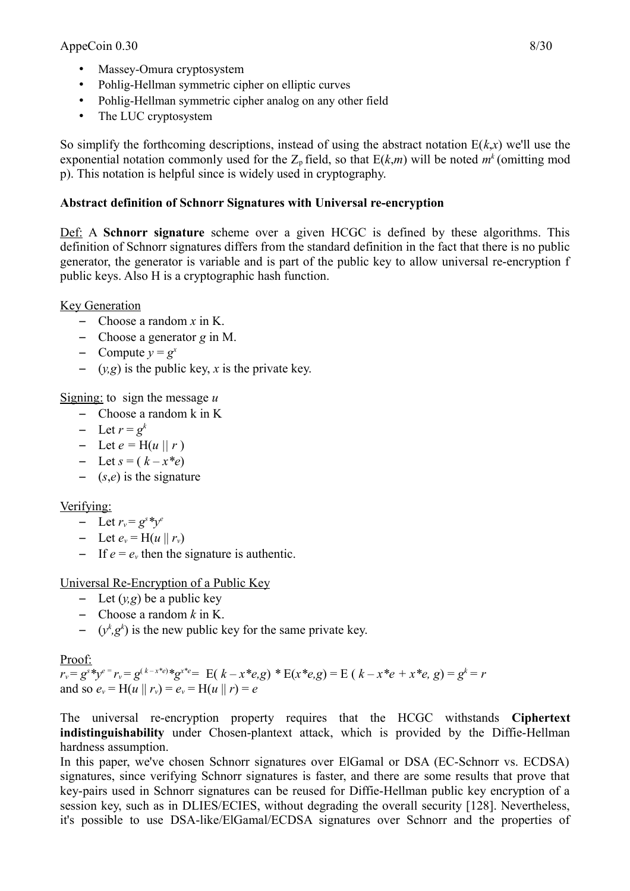- Massey-Omura cryptosystem
- Pohlig-Hellman symmetric cipher on elliptic curves
- Pohlig-Hellman symmetric cipher analog on any other field
- The LUC cryptosystem

So simplify the forthcoming descriptions, instead of using the abstract notation $E(k,x)$ we'll use the exponential notation commonly used for the $Z_p$ field, so that $E(k,m)$ will be noted $m^k$ (omitting mod p). This notation is helpful since is widely used in cryptography.

**Abstract definition of Schnorr Signatures with Universal re-encryption**

Def: A **Schnorr signature** scheme over a given HCGC is defined by these algorithms. This definition of Schnorr signatures differs from the standard definition in the fact that there is no public generator, the generator is variable and is part of the public key to allow universal re-encryption f public keys. Also H is a cryptographic hash function.

Key Generation

- Choose a random $x$ in K.
- Choose a generator $g$ in M.
- Compute $y = g^x$
- $(y,g)$ is the public key, $x$ is the private key.

Signing: to sign the message $u$

- Choose a random k in K
- Let $r = g^k$
- Let $e = H(u \mid\mid r)$
- Let $s = (k - x*e)$
- $(s,e)$ is the signature

Verifying:

- Let $r_v = g^s * y^e$
- Let $e_v = H(u \mid\mid r_v)$
- If $e = e_v$ then the signature is authentic.

Universal Re-Encryption of a Public Key

- Let $(y,g)$ be a public key
- Choose a random $k$ in K.
- $(y^k, g^k)$ is the new public key for the same private key.

Proof:

$r_v = g^s * y^e = r_v = g^{(k-x*e)} * g^{x*e} = E(k - x*e, g) * E(x*e, g) = E(k - x*e + x*e, g) = g^k = r$
and so $e_v = H(u \mid\mid r_v) = e_v = H(u \mid\mid r) = e$

The universal re-encryption property requires that the HCGC withstands **Ciphertext indistinguishability** under Chosen-plantext attack, which is provided by the Diffie-Hellman hardness assumption.

In this paper, we've chosen Schnorr signatures over ElGamal or DSA (EC-Schnorr vs. ECDSA) signatures, since verifying Schnorr signatures is faster, and there are some results that prove that key-pairs used in Schnorr signatures can be reused for Diffie-Hellman public key encryption of a session key, such as in DLIES/ECIES, without degrading the overall security [128]. Nevertheless, it's possible to use DSA-like/ElGamal/ECDSA signatures over Schnorr and the properties of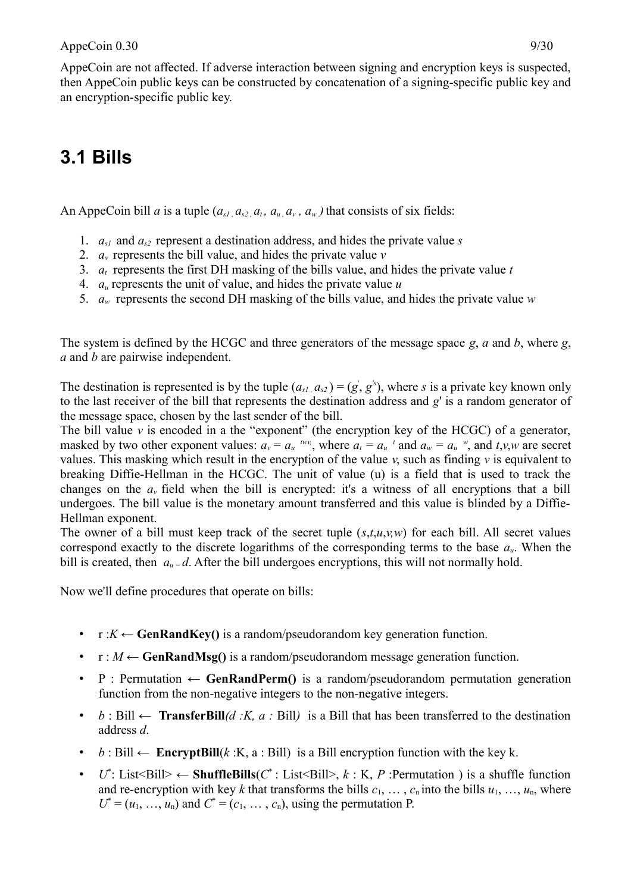AppeCoin are not affected. If adverse interaction between signing and encryption keys is suspected, then AppeCoin public keys can be constructed by concatenation of a signing-specific public key and an encryption-specific public key.

## 3.1 Bills

An AppeCoin bill *a* is a tuple $(a_{s1}, a_{s2}, a_t, a_u, a_v, a_w)$ that consists of six fields:

1. $a_{s1}$ and $a_{s2}$ represent a destination address, and hides the private value *s*
2. $a_v$ represents the bill value, and hides the private value *v*
3. $a_t$ represents the first DH masking of the bills value, and hides the private value *t*
4. $a_u$ represents the unit of value, and hides the private value *u*
5. $a_w$ represents the second DH masking of the bills value, and hides the private value *w*

The system is defined by the HCGC and three generators of the message space *g*, *a* and *b*, where *g*, *a* and *b* are pairwise independent.

The destination is represented is by the tuple $(a_{s1}, a_{s2}) = (g', g'^{s})$, where *s* is a private key known only to the last receiver of the bill that represents the destination address and *g*' is a random generator of the message space, chosen by the last sender of the bill.
The bill value *v* is encoded in a the "exponent" (the encryption key of the HCGC) of a generator, masked by two other exponent values: $a_v = a_u^{\ twv}$, where $a_t = a_u^{\ t}$ and $a_w = a_u^{\ w}$, and *t*,*v*,*w* are secret values. This masking which result in the encryption of the value *v*, such as finding *v* is equivalent to breaking Diffie-Hellman in the HCGC. The unit of value (u) is a field that is used to track the changes on the $a_v$ field when the bill is encrypted: it's a witness of all encryptions that a bill undergoes. The bill value is the monetary amount transferred and this value is blinded by a Diffie-Hellman exponent.
The owner of a bill must keep track of the secret tuple (*s*,*t*,*u*,*v*,*w*) for each bill. All secret values correspond exactly to the discrete logarithms of the corresponding terms to the base $a_u$. When the bill is created, then $a_u = d$. After the bill undergoes encryptions, this will not normally hold.

Now we'll define procedures that operate on bills:

- r :*K* ← **GenRandKey()** is a random/pseudorandom key generation function.
- r : *M* ← **GenRandMsg()** is a random/pseudorandom message generation function.
- P : Permutation ← **GenRandPerm()** is a random/pseudorandom permutation generation function from the non-negative integers to the non-negative integers.
- *b* : Bill ← **TransferBill**(*d :K, a :* Bill) is a Bill that has been transferred to the destination address *d*.
- *b* : Bill ← **EncryptBill**(*k* :K, a : Bill) is a Bill encryption function with the key k.
- $U^*$: List<Bill> ← **ShuffleBills**($C^*$ : List<Bill>, *k* : K, *P* :Permutation ) is a shuffle function and re-encryption with key *k* that transforms the bills $c_1, \ldots, c_n$ into the bills $u_1, \ldots, u_n$, where $U^* = (u_1, \ldots, u_n)$ and $C^* = (c_1, \ldots, c_n)$, using the permutation P.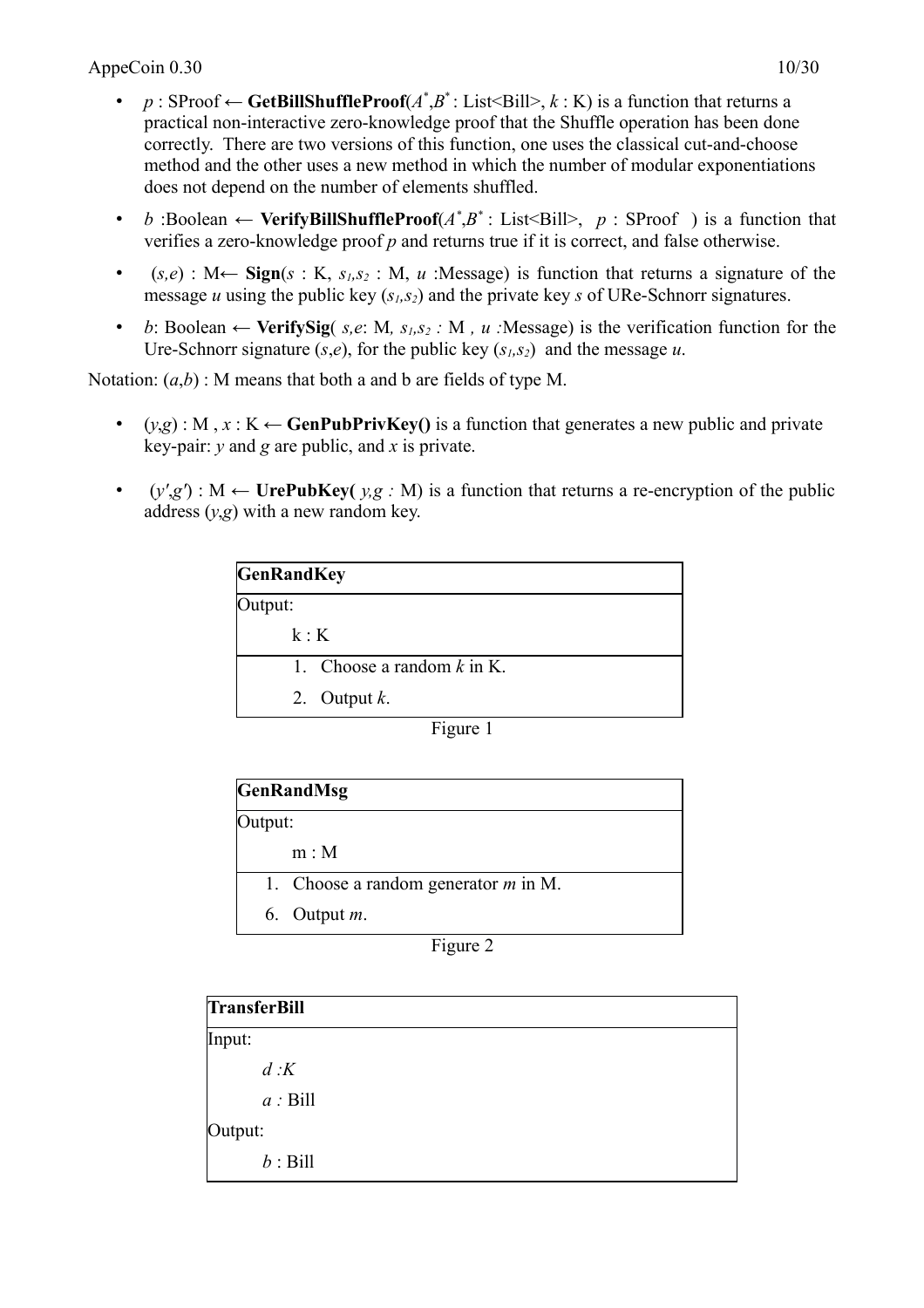- $p$ : SProof ← **GetBillShuffleProof**($A^*$,$B^*$ : List<Bill>, $k$ : K) is a function that returns a practical non-interactive zero-knowledge proof that the Shuffle operation has been done correctly. There are two versions of this function, one uses the classical cut-and-choose method and the other uses a new method in which the number of modular exponentiations does not depend on the number of elements shuffled.
- $b$ :Boolean ← **VerifyBillShuffleProof**($A^*$,$B^*$ : List<Bill>, $p$ : SProof ) is a function that verifies a zero-knowledge proof $p$ and returns true if it is correct, and false otherwise.
- ($s,e$) : M← **Sign**($s$ : K, $s_1,s_2$ : M, $u$ :Message) is function that returns a signature of the message $u$ using the public key ($s_1,s_2$) and the private key $s$ of URe-Schnorr signatures.
- $b$: Boolean ← **VerifySig**( $s,e$: M, $s_1,s_2$ : M , $u$ :Message) is the verification function for the Ure-Schnorr signature ($s$,$e$), for the public key ($s_1,s_2$) and the message $u$.

Notation: ($a$,$b$) : M means that both a and b are fields of type M.

- ($y$,$g$) : M , $x$ : K ← **GenPubPrivKey()** is a function that generates a new public and private key-pair: $y$ and $g$ are public, and $x$ is private.
- ($y'$,$g'$) : M ← **UrePubKey(** $y,g$ : M) is a function that returns a re-encryption of the public address ($y$,$g$) with a new random key.

| **GenRandKey** |
|---|
| Output:<br>k : K |
| 1. Choose a random $k$ in K.<br>2. Output $k$. |

Figure 1

| **GenRandMsg** |
|---|
| Output:<br>m : M |
| 1. Choose a random generator $m$ in M.<br>6. Output $m$. |

Figure 2

| **TransferBill** |
|---|
| Input:<br>$d$ :$K$<br>$a$ : Bill<br>Output:<br>$b$ : Bill |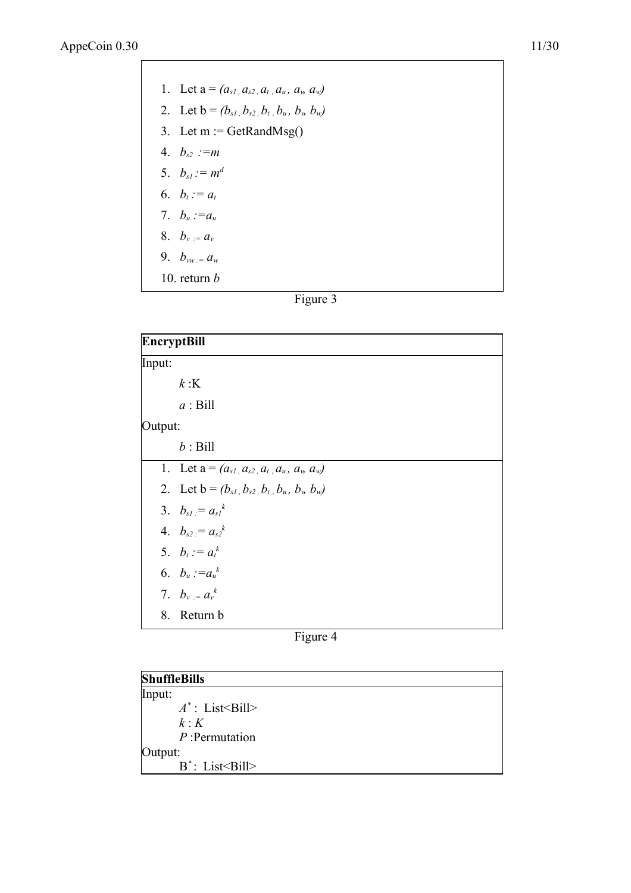1. Let a = $(a_{s1}, a_{s2}, a_t, a_u, a_v, a_w)$
2. Let b = $(b_{s1}, b_{s2}, b_t, b_u, b_v, b_w)$
3. Let m := GetRandMsg()
4. $b_{s2} := m$
5. $b_{s1} := m^d$
6. $b_t := a_t$
7. $b_u := a_u$
8. $b_v := a_v$
9. $b_{vw} := a_w$
10. return $b$

Figure 3

| **EncryptBill** |
|---|
| Input: |
| $k$ :K |
| $a$ : Bill |
| Output: |
| $b$ : Bill |
| 1. Let a = $(a_{s1}, a_{s2}, a_t, a_u, a_v, a_w)$ |
| 2. Let b = $(b_{s1}, b_{s2}, b_t, b_u, b_v, b_w)$ |
| 3. $b_{s1} := a_{s1}^k$ |
| 4. $b_{s2} := a_{s2}^k$ |
| 5. $b_t := a_t^k$ |
| 6. $b_u := a_u^k$ |
| 7. $b_v := a_v^k$ |
| 8. Return b |

Figure 4

| **ShuffleBills** |
|---|
| Input: |
| $A^*$ : List<Bill> |
| $k$ : $K$ |
| $P$ :Permutation |
| Output: |
| $B^*$ : List<Bill> |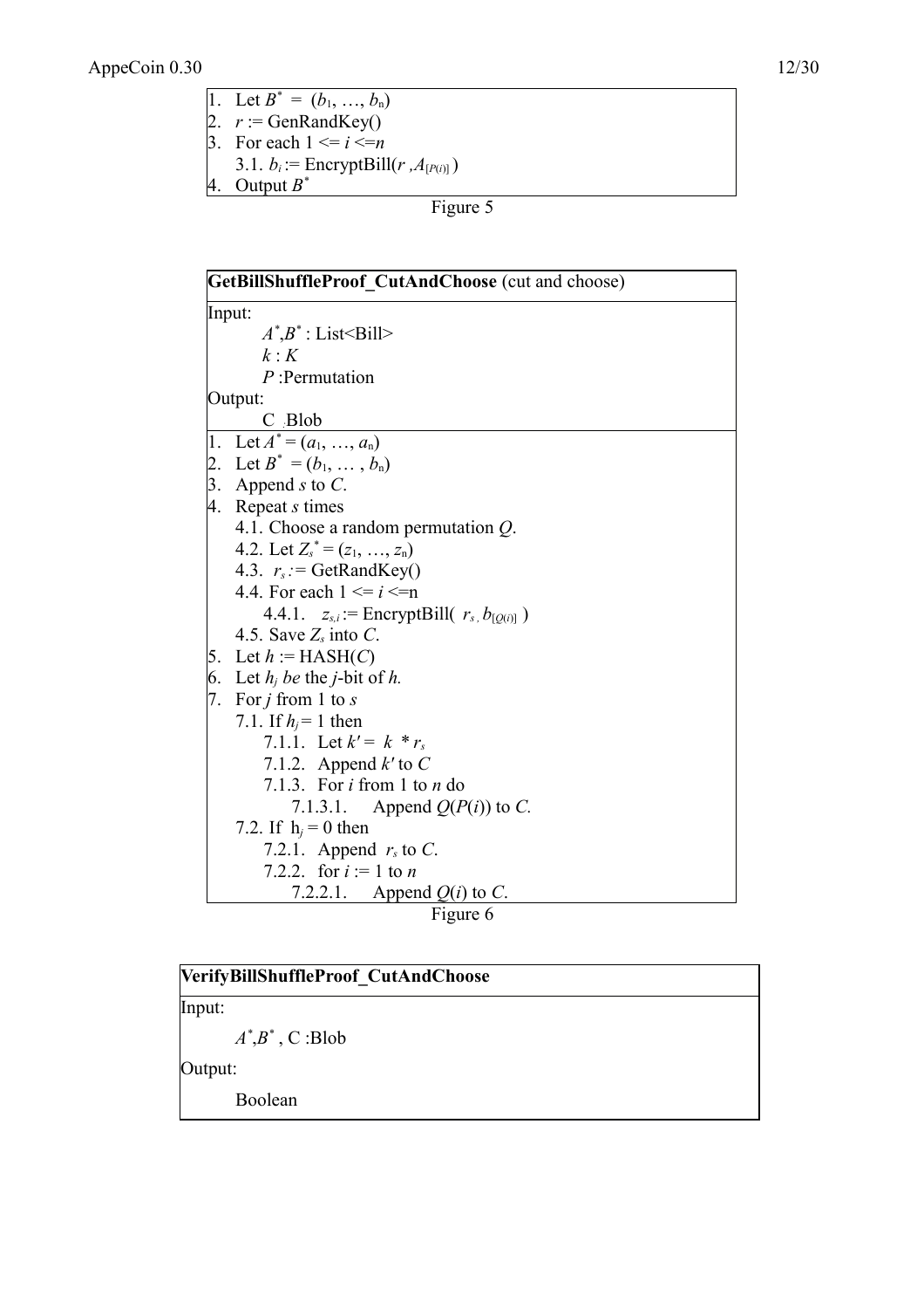1. Let $B^* = (b_1, \ldots, b_n)$
2. $r$ := GenRandKey()
3. For each $1 <= i <= n$
   3.1. $b_i$ := EncryptBill($r$, $A_{[P(i)]}$)
4. Output $B^*$

Figure 5

**GetBillShuffleProof_CutAndChoose** (cut and choose)

Input:

$A^*$,$B^*$ : List<Bill>

$k$ : $K$

$P$ :Permutation

Output:

C :Blob

1. Let $A^* = (a_1, \ldots, a_n)$
2. Let $B^* = (b_1, \ldots, b_n)$
3. Append $s$ to $C$.
4. Repeat $s$ times
   4.1. Choose a random permutation $Q$.
   4.2. Let $Z_s^* = (z_1, \ldots, z_n)$
   4.3. $r_s$ := GetRandKey()
   4.4. For each $1 <= i <=$n
      4.4.1. $z_{s,i}$ := EncryptBill( $r_s$, $b_{[Q(i)]}$ )
   4.5. Save $Z_s$ into $C$.
5. Let $h$ := HASH($C$)
6. Let $h_j$ *be* the $j$-bit of $h$.
7. For $j$ from 1 to $s$
   7.1. If $h_j = 1$ then
      7.1.1. Let $k' = k * r_s$
      7.1.2. Append $k'$ to $C$
      7.1.3. For $i$ from 1 to $n$ do
         7.1.3.1. Append $Q(P(i))$ to $C$.
   7.2. If $h_j = 0$ then
      7.2.1. Append $r_s$ to $C$.
      7.2.2. for $i$ := 1 to $n$
         7.2.2.1. Append $Q(i)$ to $C$.

Figure 6

**VerifyBillShuffleProof_CutAndChoose**

Input:

$A^*$,$B^*$ , C :Blob

Output:

Boolean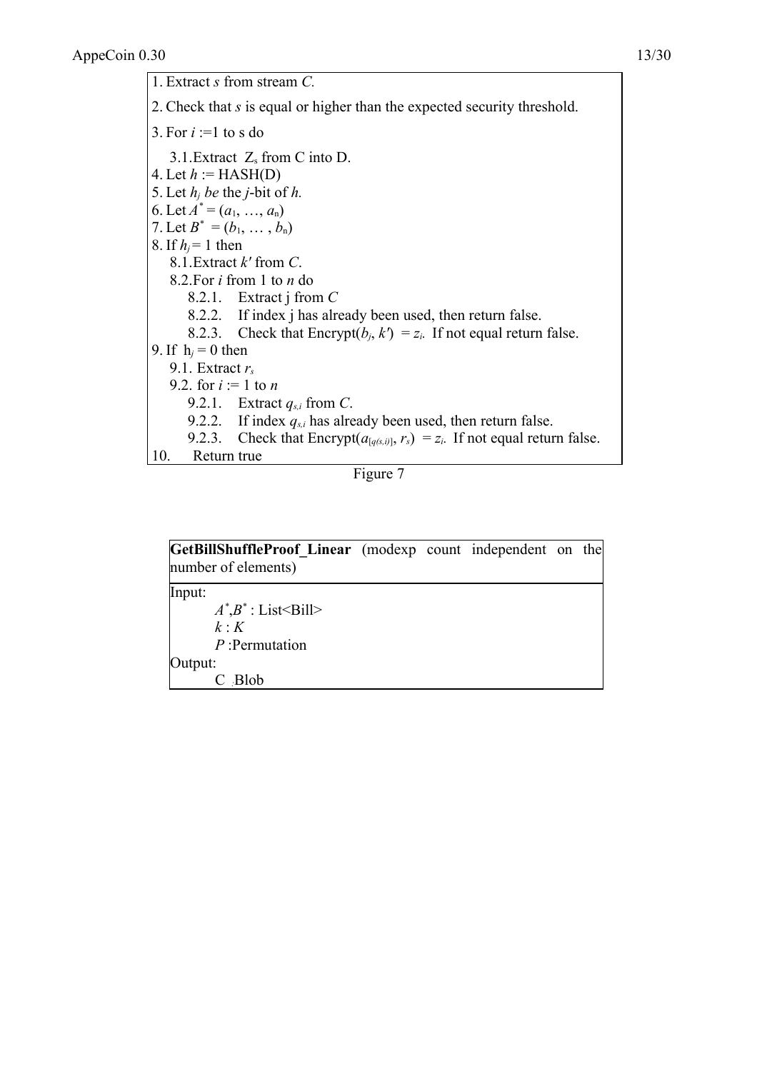1. Extract $s$ from stream $C$.
2. Check that $s$ is equal or higher than the expected security threshold.
3. For $i$ :=1 to s do
    3.1. Extract $Z_s$ from C into D.
4. Let $h$ := HASH(D)
5. Let $h_j$ *be* the $j$-bit of $h$.
6. Let $A^* = (a_1, \ldots, a_n)$
7. Let $B^* = (b_1, \ldots, b_n)$
8. If $h_j = 1$ then
    8.1. Extract $k'$ from $C$.
    8.2. For $i$ from 1 to $n$ do
        8.2.1. Extract j from $C$
        8.2.2. If index j has already been used, then return false.
        8.2.3. Check that Encrypt($b_j$, $k'$) $= z_i$. If not equal return false.
9. If $h_j = 0$ then
    9.1. Extract $r_s$
    9.2. for $i$ := 1 to $n$
        9.2.1. Extract $q_{s,i}$ from $C$.
        9.2.2. If index $q_{s,i}$ has already been used, then return false.
        9.2.3. Check that Encrypt($a_{[q(s,i)]}$, $r_s$) $= z_i$. If not equal return false.
10. Return true

Figure 7

**GetBillShuffleProof_Linear** (modexp count independent on the number of elements)

Input:

$A^*$,$B^*$ : List<Bill>

$k$ : $K$

$P$ :Permutation

Output:

C :Blob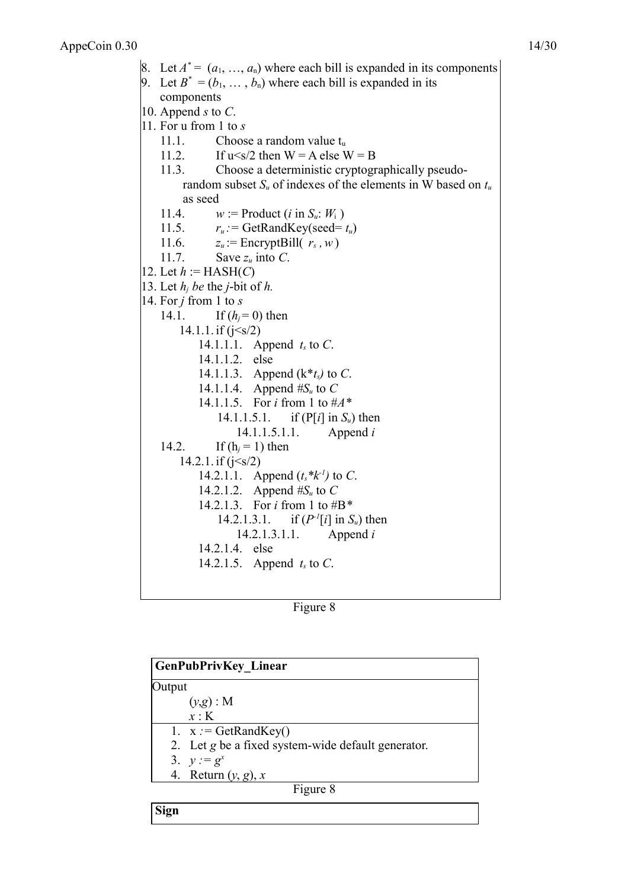8. Let $A^* = (a_1, \ldots, a_n)$ where each bill is expanded in its components
9. Let $B^* = (b_1, \ldots, b_n)$ where each bill is expanded in its components
10. Append $s$ to $C$.
11. For u from 1 to $s$
    - 11.1. Choose a random value $t_u$
    - 11.2. If u<s/2 then W = A else W = B
    - 11.3. Choose a deterministic cryptographically pseudo-random subset $S_u$ of indexes of the elements in W based on $t_u$ as seed
    - 11.4. $w$ := Product ($i$ in $S_u$: $W_i$ )
    - 11.5. $r_u$ := GetRandKey(seed= $t_u$)
    - 11.6. $z_u$ := EncryptBill( $r_s$ , $w$ )
    - 11.7. Save $z_u$ into $C$.
12. Let $h$ := HASH($C$)
13. Let $h_j$ *be* the $j$-bit of $h$.
14. For $j$ from 1 to $s$
    - 14.1. If ($h_j$ = 0) then
      - 14.1.1. if (j<s/2)
        - 14.1.1.1. Append $t_s$ to $C$.
        - 14.1.1.2. else
        - 14.1.1.3. Append (k*$t_s$) to $C$.
        - 14.1.1.4. Append #$S_u$ to $C$
        - 14.1.1.5. For $i$ from 1 to #$A$*
          - 14.1.1.5.1. if (P[$i$] in $S_u$) then
            - 14.1.1.5.1.1. Append $i$
    - 14.2. If ($h_j$ = 1) then
      - 14.2.1. if (j<s/2)
        - 14.2.1.1. Append ($t_s$*$k^{-1}$) to $C$.
        - 14.2.1.2. Append #$S_u$ to $C$
        - 14.2.1.3. For $i$ from 1 to #B*
          - 14.2.1.3.1. if ($P^{-1}$[$i$] in $S_u$) then
            - 14.2.1.3.1.1. Append $i$
        - 14.2.1.4. else
        - 14.2.1.5. Append $t_s$ to $C$.

Figure 8

**GenPubPrivKey_Linear**

Output

$(y,g)$ : M

$x$ : K

1. x := GetRandKey()
2. Let $g$ be a fixed system-wide default generator.
3. $y := g^x$
4. Return ($y$, $g$), $x$

Figure 8

**Sign**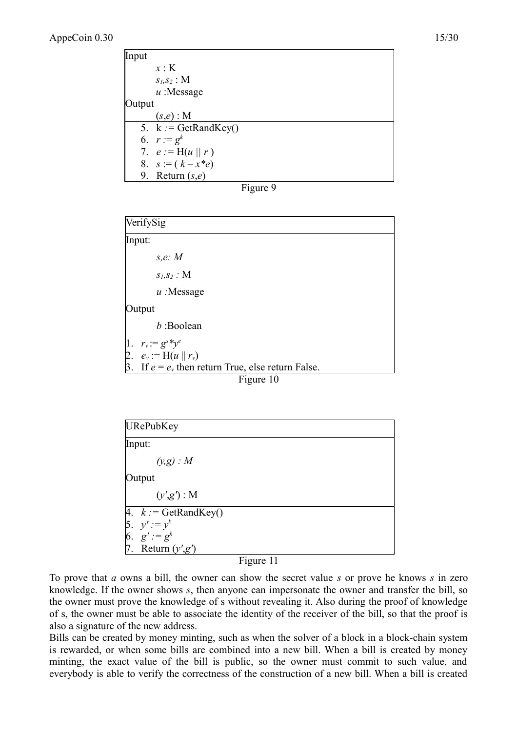| Input |
| --- |
| $x$ : K |
| $s_1, s_2$ : M |
| $u$ :Message |
| Output |
| $(s,e)$ : M |
| 5. k := GetRandKey() |
| 6. $r := g^k$ |
| 7. $e := H(u \parallel r)$ |
| 8. $s := (k - x*e)$ |
| 9. Return $(s,e)$ |

Figure 9

| VerifySig |
| --- |
| Input: |
| $s,e$: $M$ |
| $s_1, s_2$ : M |
| $u$ :Message |
| Output |
| $b$ :Boolean |
| 1. $r_v := g^s * y^e$ |
| 2. $e_v := H(u \parallel r_v)$ |
| 3. If $e = e_v$ then return True, else return False. |

Figure 10

| URePubKey |
| --- |
| Input: |
| $(y,g)$ : $M$ |
| Output |
| $(y',g')$ : M |
| 4. $k$ := GetRandKey() |
| 5. $y' := y^k$ |
| 6. $g' := g^k$ |
| 7. Return $(y',g')$ |

Figure 11

To prove that *a* owns a bill, the owner can show the secret value *s* or prove he knows *s* in zero knowledge. If the owner shows *s*, then anyone can impersonate the owner and transfer the bill, so the owner must prove the knowledge of s without revealing it. Also during the proof of knowledge of s, the owner must be able to associate the identity of the receiver of the bill, so that the proof is also a signature of the new address.

Bills can be created by money minting, such as when the solver of a block in a block-chain system is rewarded, or when some bills are combined into a new bill. When a bill is created by money minting, the exact value of the bill is public, so the owner must commit to such value, and everybody is able to verify the correctness of the construction of a new bill. When a bill is created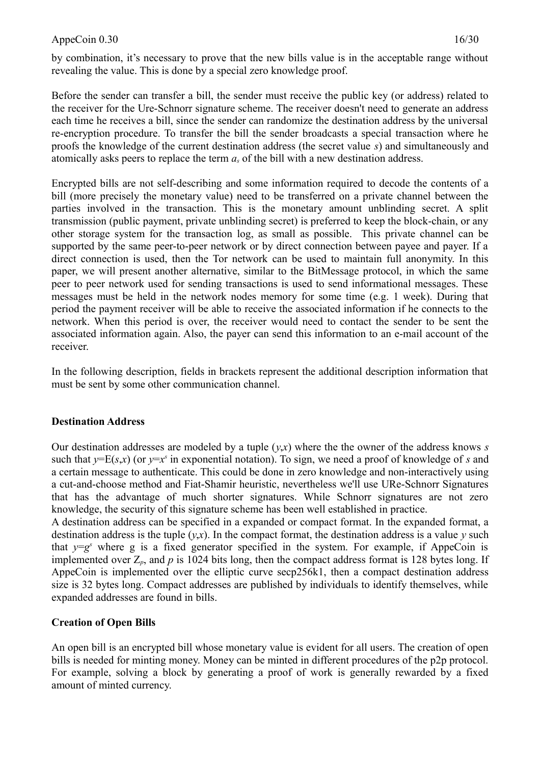by combination, it's necessary to prove that the new bills value is in the acceptable range without revealing the value. This is done by a special zero knowledge proof.

Before the sender can transfer a bill, the sender must receive the public key (or address) related to the receiver for the Ure-Schnorr signature scheme. The receiver doesn't need to generate an address each time he receives a bill, since the sender can randomize the destination address by the universal re-encryption procedure. To transfer the bill the sender broadcasts a special transaction where he proofs the knowledge of the current destination address (the secret value $s$) and simultaneously and atomically asks peers to replace the term $a_s$ of the bill with a new destination address.

Encrypted bills are not self-describing and some information required to decode the contents of a bill (more precisely the monetary value) need to be transferred on a private channel between the parties involved in the transaction. This is the monetary amount unblinding secret. A split transmission (public payment, private unblinding secret) is preferred to keep the block-chain, or any other storage system for the transaction log, as small as possible. This private channel can be supported by the same peer-to-peer network or by direct connection between payee and payer. If a direct connection is used, then the Tor network can be used to maintain full anonymity. In this paper, we will present another alternative, similar to the BitMessage protocol, in which the same peer to peer network used for sending transactions is used to send informational messages. These messages must be held in the network nodes memory for some time (e.g. 1 week). During that period the payment receiver will be able to receive the associated information if he connects to the network. When this period is over, the receiver would need to contact the sender to be sent the associated information again. Also, the payer can send this information to an e-mail account of the receiver.

In the following description, fields in brackets represent the additional description information that must be sent by some other communication channel.

**Destination Address**

Our destination addresses are modeled by a tuple $(y,x)$ where the the owner of the address knows $s$ such that $y$=E($s$,$x$) (or $y=x^s$ in exponential notation). To sign, we need a proof of knowledge of $s$ and a certain message to authenticate. This could be done in zero knowledge and non-interactively using a cut-and-choose method and Fiat-Shamir heuristic, nevertheless we'll use URe-Schnorr Signatures that has the advantage of much shorter signatures. While Schnorr signatures are not zero knowledge, the security of this signature scheme has been well established in practice.

A destination address can be specified in a expanded or compact format. In the expanded format, a destination address is the tuple $(y,x)$. In the compact format, the destination address is a value $y$ such that $y=g^s$ where g is a fixed generator specified in the system. For example, if AppeCoin is implemented over $Z_p$, and $p$ is 1024 bits long, then the compact address format is 128 bytes long. If AppeCoin is implemented over the elliptic curve secp256k1, then a compact destination address size is 32 bytes long. Compact addresses are published by individuals to identify themselves, while expanded addresses are found in bills.

**Creation of Open Bills**

An open bill is an encrypted bill whose monetary value is evident for all users. The creation of open bills is needed for minting money. Money can be minted in different procedures of the p2p protocol. For example, solving a block by generating a proof of work is generally rewarded by a fixed amount of minted currency.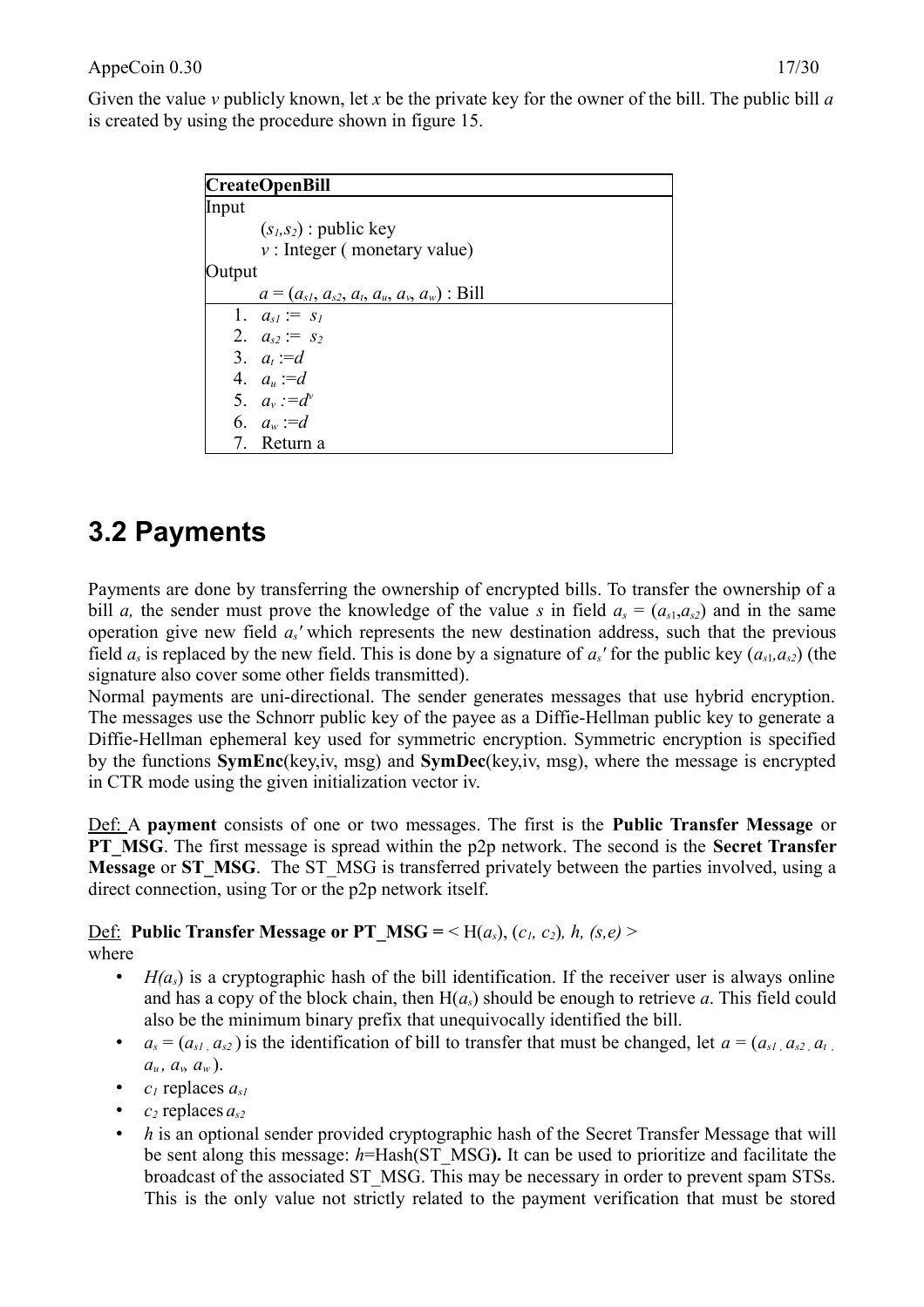Given the value $v$ publicly known, let $x$ be the private key for the owner of the bill. The public bill $a$ is created by using the procedure shown in figure 15.

| **CreateOpenBill** |
|---|
| Input<br>    $(s_1,s_2)$ : public key<br>    $v$ : Integer ( monetary value)<br>Output<br>    $a = (a_{s1}, a_{s2}, a_t, a_u, a_v, a_w)$ : Bill |
| 1. $a_{s1} := s_1$<br>2. $a_{s2} := s_2$<br>3. $a_t := d$<br>4. $a_u := d$<br>5. $a_v := d^v$<br>6. $a_w := d$<br>7. Return a |

## 3.2 Payments

Payments are done by transferring the ownership of encrypted bills. To transfer the ownership of a bill $a$, the sender must prove the knowledge of the value $s$ in field $a_s = (a_{s1},a_{s2})$ and in the same operation give new field $a_s'$ which represents the new destination address, such that the previous field $a_s$ is replaced by the new field. This is done by a signature of $a_s'$ for the public key $(a_{s1},a_{s2})$ (the signature also cover some other fields transmitted).

Normal payments are uni-directional. The sender generates messages that use hybrid encryption. The messages use the Schnorr public key of the payee as a Diffie-Hellman public key to generate a Diffie-Hellman ephemeral key used for symmetric encryption. Symmetric encryption is specified by the functions **SymEnc**(key,iv, msg) and **SymDec**(key,iv, msg), where the message is encrypted in CTR mode using the given initialization vector iv.

Def: A **payment** consists of one or two messages. The first is the **Public Transfer Message** or **PT_MSG**. The first message is spread within the p2p network. The second is the **Secret Transfer Message** or **ST_MSG**. The ST_MSG is transferred privately between the parties involved, using a direct connection, using Tor or the p2p network itself.

Def: **Public Transfer Message or PT_MSG =** $< H(a_s), (c_1, c_2), h, (s,e) >$

where

- $H(a_s)$ is a cryptographic hash of the bill identification. If the receiver user is always online and has a copy of the block chain, then $H(a_s)$ should be enough to retrieve $a$. This field could also be the minimum binary prefix that unequivocally identified the bill.
- $a_s = (a_{s1}, a_{s2})$ is the identification of bill to transfer that must be changed, let $a = (a_{s1}, a_{s2}, a_t, a_u, a_v, a_w)$.
- $c_1$ replaces $a_{s1}$
- $c_2$ replaces $a_{s2}$
- $h$ is an optional sender provided cryptographic hash of the Secret Transfer Message that will be sent along this message: $h$=Hash(ST_MSG**).** It can be used to prioritize and facilitate the broadcast of the associated ST_MSG. This may be necessary in order to prevent spam STSs. This is the only value not strictly related to the payment verification that must be stored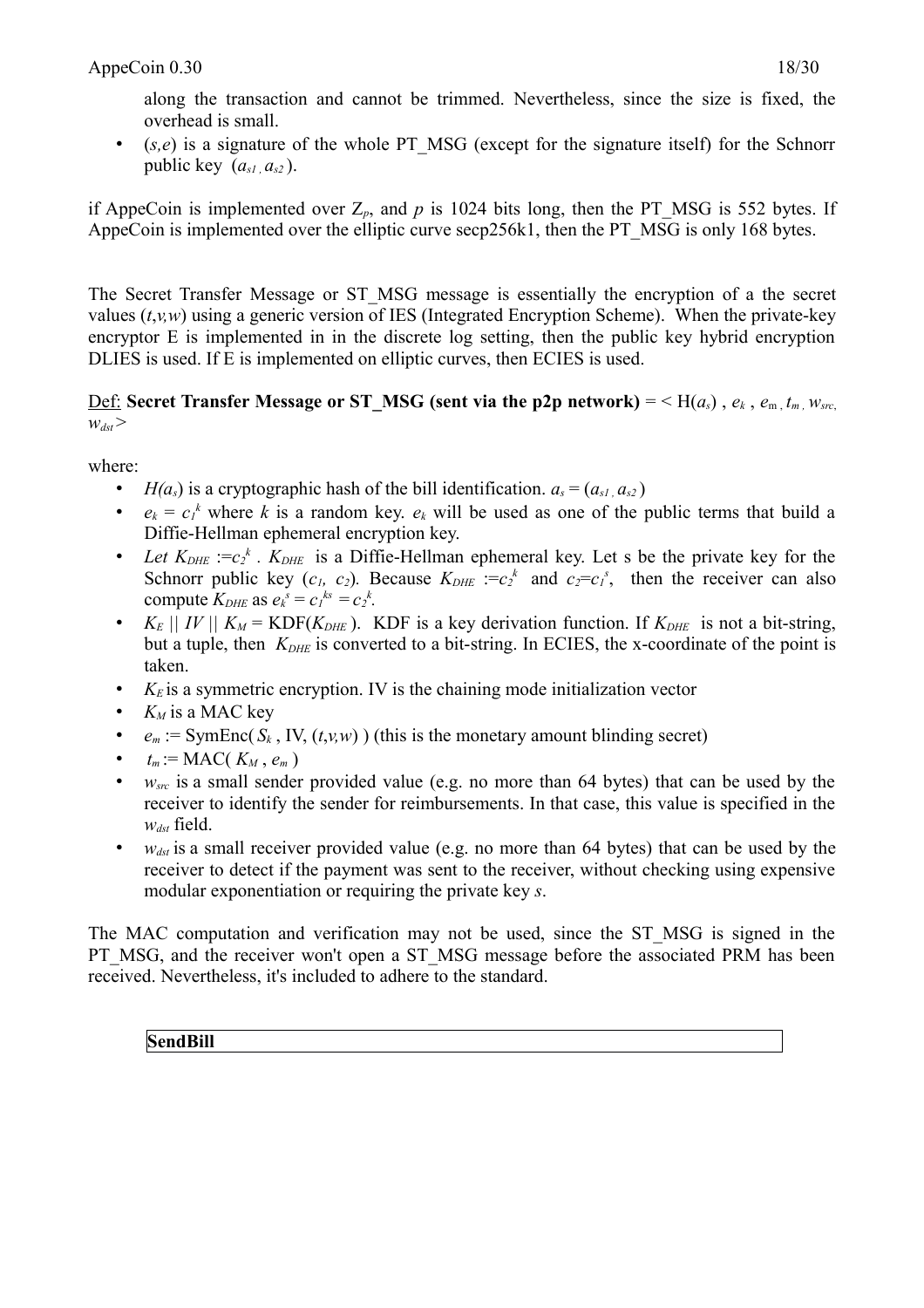along the transaction and cannot be trimmed. Nevertheless, since the size is fixed, the overhead is small.

- $(s,e)$ is a signature of the whole PT_MSG (except for the signature itself) for the Schnorr public key $(a_{s1}, a_{s2})$.

if AppeCoin is implemented over $Z_p$, and $p$ is 1024 bits long, then the PT_MSG is 552 bytes. If AppeCoin is implemented over the elliptic curve secp256k1, then the PT_MSG is only 168 bytes.

The Secret Transfer Message or ST_MSG message is essentially the encryption of a the secret values $(t,v,w)$ using a generic version of IES (Integrated Encryption Scheme). When the private-key encryptor E is implemented in in the discrete log setting, then the public key hybrid encryption DLIES is used. If E is implemented on elliptic curves, then ECIES is used.

Def: **Secret Transfer Message or ST_MSG (sent via the p2p network)** = < $H(a_s)$ , $e_k$ , $e_m$ , $t_m$ , $w_{src}$, $w_{dst}$>

where:

- $H(a_s)$ is a cryptographic hash of the bill identification. $a_s = (a_{s1}, a_{s2})$
- $e_k = c_1^k$ where $k$ is a random key. $e_k$ will be used as one of the public terms that build a Diffie-Hellman ephemeral encryption key.
- *Let* $K_{DHE} := c_2^k$ . $K_{DHE}$ is a Diffie-Hellman ephemeral key. Let s be the private key for the Schnorr public key $(c_1, c_2)$. Because $K_{DHE} := c_2^k$ and $c_2 = c_1^s$, then the receiver can also compute $K_{DHE}$ as $e_k^s = c_1^{ks} = c_2^k$.
- $K_E \,||\, IV \,||\, K_M = \text{KDF}(K_{DHE})$. KDF is a key derivation function. If $K_{DHE}$ is not a bit-string, but a tuple, then $K_{DHE}$ is converted to a bit-string. In ECIES, the x-coordinate of the point is taken.
- $K_E$ is a symmetric encryption. IV is the chaining mode initialization vector
- $K_M$ is a MAC key
- $e_m := \text{SymEnc}(S_k, \text{IV}, (t,v,w))$ (this is the monetary amount blinding secret)
- $t_m := \text{MAC}(K_M, e_m)$
- $w_{src}$ is a small sender provided value (e.g. no more than 64 bytes) that can be used by the receiver to identify the sender for reimbursements. In that case, this value is specified in the $w_{dst}$ field.
- $w_{dst}$ is a small receiver provided value (e.g. no more than 64 bytes) that can be used by the receiver to detect if the payment was sent to the receiver, without checking using expensive modular exponentiation or requiring the private key $s$.

The MAC computation and verification may not be used, since the ST_MSG is signed in the PT_MSG, and the receiver won't open a ST_MSG message before the associated PRM has been received. Nevertheless, it's included to adhere to the standard.

| **SendBill** |
|---|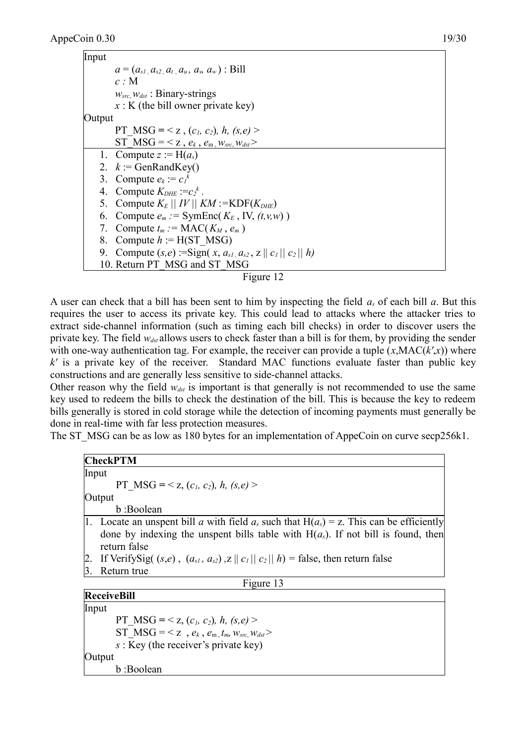Input

$a = (a_{s1}, a_{s2}, a_t, a_u, a_v, a_w)$ : Bill

$c$ : M

$w_{src}, w_{dst}$ : Binary-strings

$x$ : K (the bill owner private key)

Output

PT_MSG = < z , $(c_1, c_2)$, $h$, $(s,e)$ >

ST_MSG = < z , $e_k$ , $e_m$ , $w_{src}$, $w_{dst}$>

1. Compute $z := H(a_s)$
2. $k :=$ GenRandKey()
3. Compute $e_k := c_1^k$
4. Compute $K_{DHE} := c_2^k$ .
5. Compute $K_E \,||\, IV \,||\, KM :=$KDF($K_{DHE}$)
6. Compute $e_m :=$ SymEnc( $K_E$ , IV, $(t,v,w)$ )
7. Compute $t_m :=$ MAC( $K_M$ , $e_m$ )
8. Compute $h :=$ H(ST_MSG)
9. Compute $(s,e)$ :=Sign( $x$, $a_{s1}, a_{s2}$, z $||\, c_1 \,||\, c_2 \,||\, h$)
10. Return PT_MSG and ST_MSG

Figure 12

A user can check that a bill has been sent to him by inspecting the field $a_s$ of each bill $a$. But this requires the user to access its private key. This could lead to attacks where the attacker tries to extract side-channel information (such as timing each bill checks) in order to discover users the private key. The field $w_{dst}$ allows users to check faster than a bill is for them, by providing the sender with one-way authentication tag. For example, the receiver can provide a tuple ($x$,MAC($k'$,$x$)) where $k'$ is a private key of the receiver. Standard MAC functions evaluate faster than public key constructions and are generally less sensitive to side-channel attacks.
Other reason why the field $w_{dst}$ is important is that generally is not recommended to use the same key used to redeem the bills to check the destination of the bill. This is because the key to redeem bills generally is stored in cold storage while the detection of incoming payments must generally be done in real-time with far less protection measures.
The ST_MSG can be as low as 180 bytes for an implementation of AppeCoin on curve secp256k1.

**CheckPTM**

Input

PT_MSG = < z, $(c_1, c_2)$, $h$, $(s,e)$ >

Output

b :Boolean

1. Locate an unspent bill $a$ with field $a_s$ such that $H(a_s) = z$. This can be efficiently done by indexing the unspent bills table with $H(a_s)$. If not bill is found, then return false
2. If VerifySig( $(s,e)$ , $(a_{s1}, a_{s2})$ ,z $||\, c_1 \,||\, c_2 \,||\, h$) = false, then return false
3. Return true

Figure 13

**ReceiveBill**

Input

PT_MSG = < z, $(c_1, c_2)$, $h$, $(s,e)$ >

ST_MSG = < z , $e_k$ , $e_m$ , $t_m$, $w_{src}$, $w_{dst}$>

$s$ : Key (the receiver's private key)

Output

b :Boolean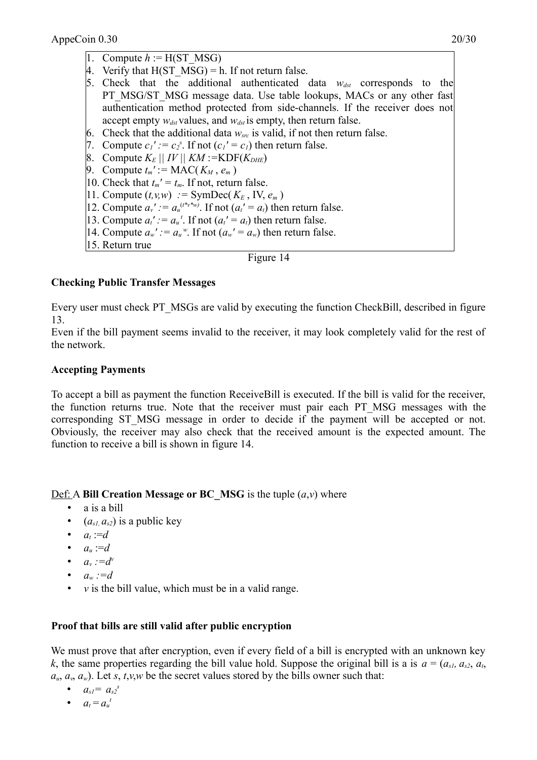1. Compute $h$ := H(ST_MSG)
4. Verify that H(ST_MSG) = h. If not return false.
5. Check that the additional authenticated data $w_{dst}$ corresponds to the PT_MSG/ST_MSG message data. Use table lookups, MACs or any other fast authentication method protected from side-channels. If the receiver does not accept empty $w_{dst}$ values, and $w_{dst}$ is empty, then return false.
6. Check that the additional data $w_{src}$ is valid, if not then return false.
7. Compute $c_1' := c_2^s$. If not ($c_1' = c_1$) then return false.
8. Compute $K_E \| IV \| KM$ :=KDF($K_{DHE}$)
9. Compute $t_m' :=$ MAC( $K_M$ , $e_m$ )
10. Check that $t_m' = t_m$. If not, return false.
11. Compute $(t,v,w)$ := SymDec( $K_E$ , IV, $e_m$ )
12. Compute $a_v' := a_u^{(t*v*w)}$. If not ($a_t' = a_t$) then return false.
13. Compute $a_t' := a_u^{t}$. If not ($a_t' = a_t$) then return false.
14. Compute $a_w' := a_u^{w}$. If not ($a_w' = a_w$) then return false.
15. Return true

Figure 14

**Checking Public Transfer Messages**

Every user must check PT_MSGs are valid by executing the function CheckBill, described in figure 13.
Even if the bill payment seems invalid to the receiver, it may look completely valid for the rest of the network.

**Accepting Payments**

To accept a bill as payment the function ReceiveBill is executed. If the bill is valid for the receiver, the function returns true. Note that the receiver must pair each PT_MSG messages with the corresponding ST_MSG message in order to decide if the payment will be accepted or not. Obviously, the receiver may also check that the received amount is the expected amount. The function to receive a bill is shown in figure 14.

Def: A **Bill Creation Message or BC_MSG** is the tuple $(a,v)$ where

- a is a bill
- $(a_{s1}, a_{s2})$ is a public key
- $a_t := d$
- $a_u := d$
- $a_v := d^v$
- $a_w := d$
- $v$ is the bill value, which must be in a valid range.

**Proof that bills are still valid after public encryption**

We must prove that after encryption, even if every field of a bill is encrypted with an unknown key $k$, the same properties regarding the bill value hold. Suppose the original bill is a is $a = (a_{s1}, a_{s2}, a_t, a_u, a_v, a_w)$. Let $s$, $t$,$v$,$w$ be the secret values stored by the bills owner such that:

- $a_{s1} = a_{s2}^s$
- $a_t = a_u^t$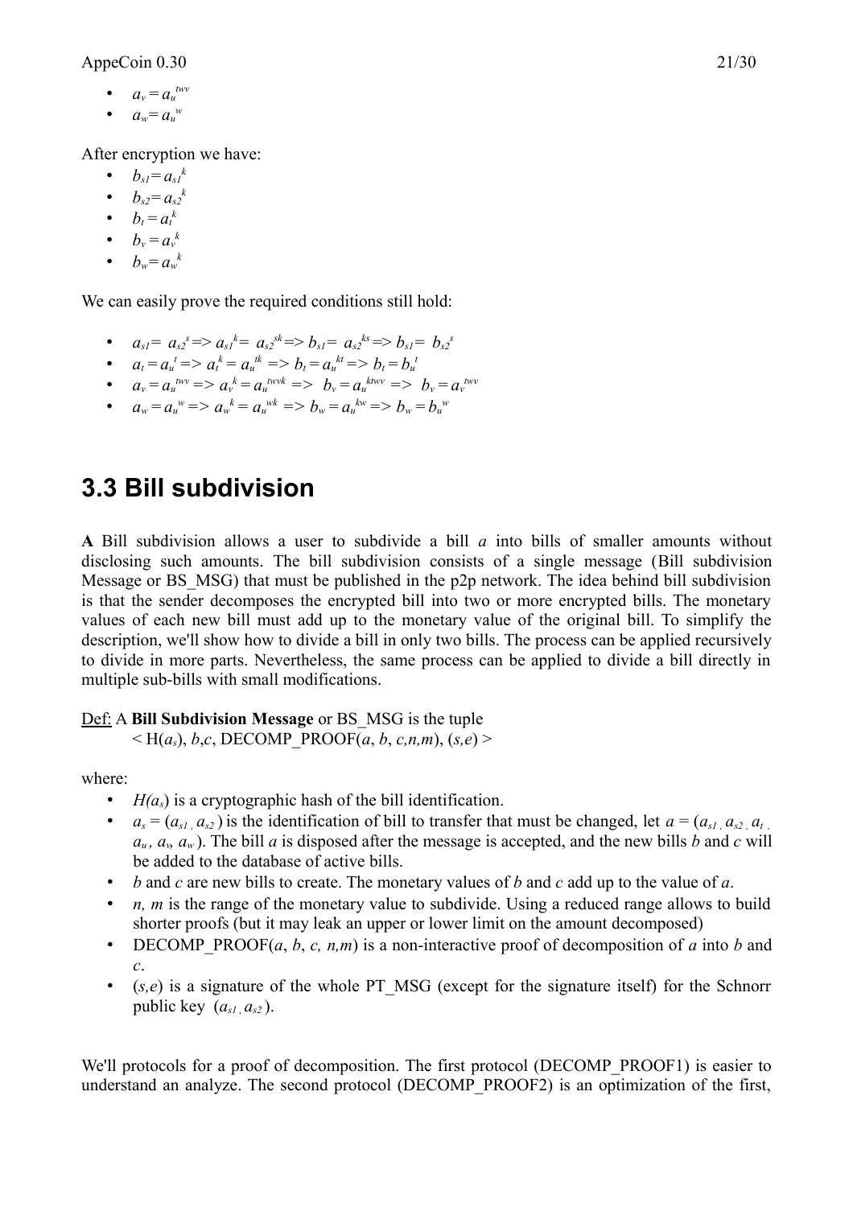- $a_v = a_u^{twv}$
- $a_w = a_u^{w}$

After encryption we have:

- $b_{s1} = a_{s1}^{k}$
- $b_{s2} = a_{s2}^{k}$
- $b_t = a_t^{k}$
- $b_v = a_v^{k}$
- $b_w = a_w^{k}$

We can easily prove the required conditions still hold:

- $a_{s1} = a_{s2}^{s} \Rightarrow a_{s1}^{k} = a_{s2}^{sk} \Rightarrow b_{s1} = a_{s2}^{ks} \Rightarrow b_{s1} = b_{s2}^{s}$
- $a_t = a_u^{t} \Rightarrow a_t^{k} = a_u^{tk} \Rightarrow b_t = a_u^{kt} \Rightarrow b_t = b_u^{t}$
- $a_v = a_u^{twv} \Rightarrow a_v^{k} = a_u^{twvk} \Rightarrow b_v = a_u^{ktwv} \Rightarrow b_v = a_v^{twv}$
- $a_w = a_u^{w} \Rightarrow a_w^{k} = a_u^{wk} \Rightarrow b_w = a_u^{kw} \Rightarrow b_w = b_u^{w}$

## 3.3 Bill subdivision

**A** Bill subdivision allows a user to subdivide a bill *a* into bills of smaller amounts without disclosing such amounts. The bill subdivision consists of a single message (Bill subdivision Message or BS_MSG) that must be published in the p2p network. The idea behind bill subdivision is that the sender decomposes the encrypted bill into two or more encrypted bills. The monetary values of each new bill must add up to the monetary value of the original bill. To simplify the description, we'll show how to divide a bill in only two bills. The process can be applied recursively to divide in more parts. Nevertheless, the same process can be applied to divide a bill directly in multiple sub-bills with small modifications.

Def: A **Bill Subdivision Message** or BS_MSG is the tuple
$< H(a_s), b, c,$ DECOMP_PROOF$(a, b, c, n, m), (s, e) >$

where:

- $H(a_s)$ is a cryptographic hash of the bill identification.
- $a_s = (a_{s1}, a_{s2})$ is the identification of bill to transfer that must be changed, let $a = (a_{s1}, a_{s2}, a_t, a_u, a_v, a_w)$. The bill *a* is disposed after the message is accepted, and the new bills *b* and *c* will be added to the database of active bills.
- *b* and *c* are new bills to create. The monetary values of *b* and *c* add up to the value of *a*.
- *n, m* is the range of the monetary value to subdivide. Using a reduced range allows to build shorter proofs (but it may leak an upper or lower limit on the amount decomposed)
- DECOMP_PROOF(*a*, *b*, *c, n,m*) is a non-interactive proof of decomposition of *a* into *b* and *c*.
- $(s,e)$ is a signature of the whole PT_MSG (except for the signature itself) for the Schnorr public key $(a_{s1}, a_{s2})$.

We'll protocols for a proof of decomposition. The first protocol (DECOMP_PROOF1) is easier to understand an analyze. The second protocol (DECOMP_PROOF2) is an optimization of the first,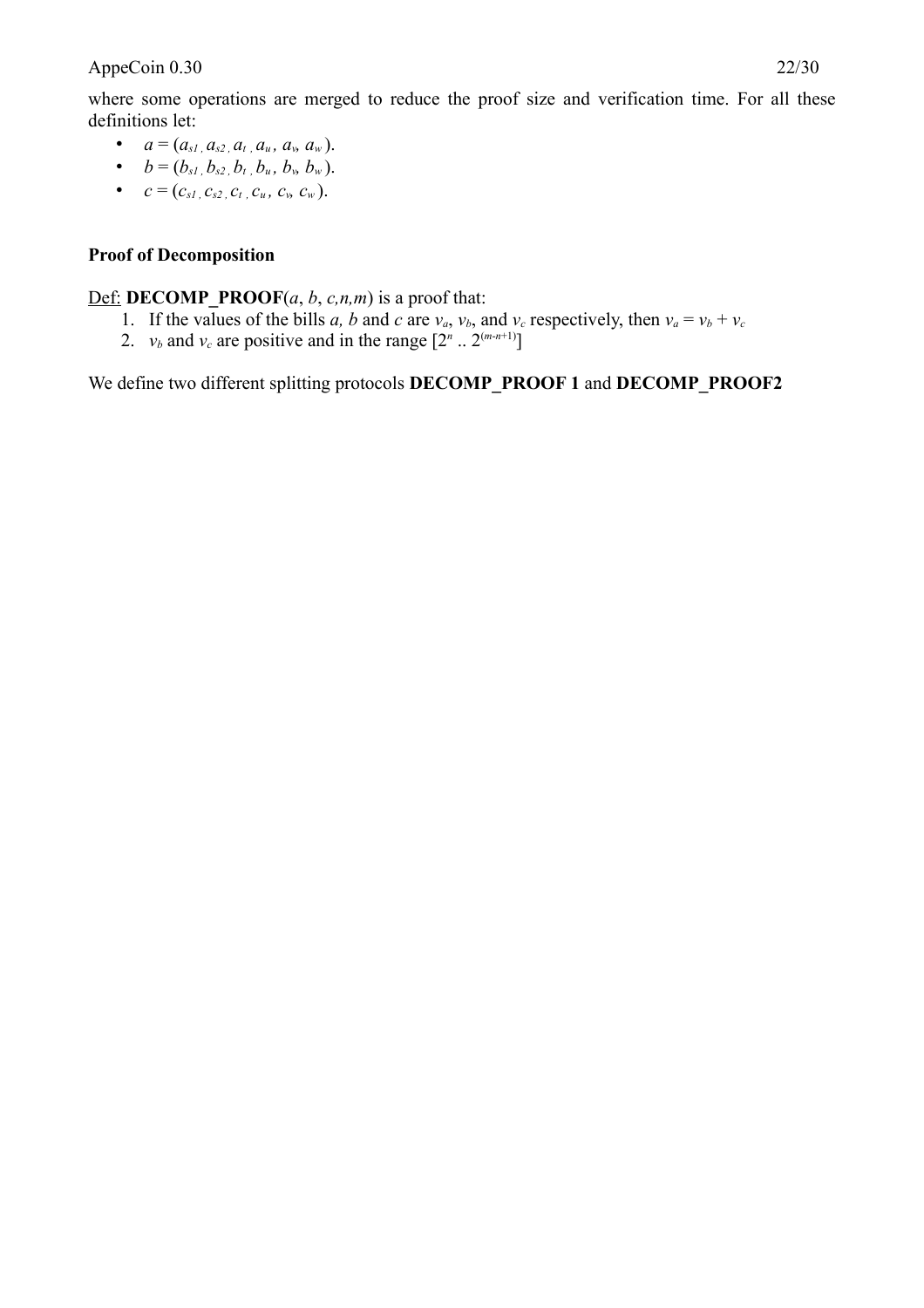where some operations are merged to reduce the proof size and verification time. For all these definitions let:

- $a = (a_{s1}, a_{s2}, a_t, a_u, a_v, a_w)$.
- $b = (b_{s1}, b_{s2}, b_t, b_u, b_v, b_w)$.
- $c = (c_{s1}, c_{s2}, c_t, c_u, c_v, c_w)$.

**Proof of Decomposition**

Def: **DECOMP_PROOF**($a$, $b$, $c,n,m$) is a proof that:

1. If the values of the bills $a$, $b$ and $c$ are $v_a$, $v_b$, and $v_c$ respectively, then $v_a = v_b + v_c$
2. $v_b$ and $v_c$ are positive and in the range $[2^n .. 2^{(m-n+1)}]$

We define two different splitting protocols **DECOMP_PROOF 1** and **DECOMP_PROOF2**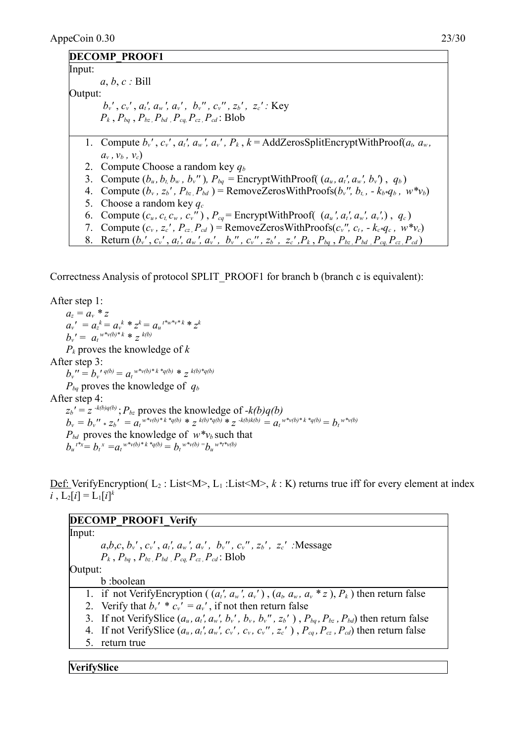**DECOMP_PROOF1**

Input:

$a$, $b$, $c$ : Bill

Output:

$b_v'$, $c_v'$, $a_t'$, $a_w'$, $a_v'$, $b_v''$, $c_v''$, $z_b'$, $z_c'$ : Key

$P_k$, $P_{bq}$, $P_{bz}$, $P_{bd}$, $P_{cq}$, $P_{cz}$, $P_{cd}$ : Blob

1. Compute $b_v'$, $c_v'$, $a_t'$, $a_w'$, $a_v'$, $P_k$, $k$ = AddZerosSplitEncryptWithProof($a_t$, $a_w$, $a_v$, $v_b$, $v_c$)
2. Compute Choose a random key $q_b$
3. Compute ($b_u$, $b_t$, $b_w$, $b_v''$), $P_{bq}$ = EncryptWithProof( ($a_u$, $a_t'$, $a_w'$, $b_v'$) , $q_b$ )
4. Compute ($b_v$, $z_b'$, $P_{bz}$, $P_{bd}$ ) = RemoveZerosWithProofs($b_v''$, $b_t$, $- k_b * q_b$ , $w * v_b$)
5. Choose a random key $q_c$
6. Compute ($c_u$, $c_t$, $c_w$ , $c_v''$ ) , $P_{cq}$ = EncryptWithProof( ($a_u'$, $a_t'$, $a_w'$, $a_v'$,) , $q_c$ )
7. Compute ($c_v$ , $z_c'$ , $P_{cz}$, $P_{cd}$ ) = RemoveZerosWithProofs($c_v''$, $c_t$ , $- k_c * q_c$ , $w * v_c$)
8. Return ($b_v'$, $c_v'$, $a_t'$, $a_w'$, $a_v'$, $b_v''$, $c_v''$, $z_b'$, $z_c'$, $P_k$, $P_{bq}$, $P_{bz}$, $P_{bd}$, $P_{cq}$, $P_{cz}$, $P_{cd}$)

Correctness Analysis of protocol SPLIT_PROOF1 for branch b (branch c is equivalent):

After step 1:

$a_z = a_v * z$

$a_v' = a_z^k = a_v^k * z^k = a_u^{t*w*v*k} * z^k$

$b_v' = a_t^{w*v(b)*k} * z^{k(b)}$

$P_k$ proves the knowledge of $k$

After step 3:

$b_v'' = b_v'^{q(b)} = a_t^{w*v(b)*k*q(b)} * z^{k(b)*q(b)}$

$P_{bq}$ proves the knowledge of $q_b$

After step 4:

$z_b' = z^{-k(b)q(b)}$ ; $P_{bz}$ proves the knowledge of $-k(b)q(b)$

$b_v = b_v'' * z_b' = a_t^{w*v(b)*k*q(b)} * z^{k(b)*q(b)} * z^{-k(b)k(b)} = a_t^{w*v(b)*k*q(b)} = b_t^{w*v(b)}$

$P_{bd}$ proves the knowledge of $w*v_b$ such that

$b_u^{t*x} = b_t^x = a_t^{w*v(b)*k*q(b)} = b_t^{w*v(b)} = b_u^{w*t*v(b)}$

Def: VerifyEncryption( $L_2$ : List<M>, $L_1$ :List<M>, $k$ : K) returns true iff for every element at index $i$ , $L_2[i] = L_1[i]^k$

**DECOMP_PROOF1_Verify**

Input:

$a$,$b$,$c$, $b_v'$, $c_v'$, $a_t'$, $a_w'$, $a_v'$, $b_v''$, $c_v''$, $z_b'$, $z_c'$ :Message

$P_k$, $P_{bq}$, $P_{bz}$, $P_{bd}$, $P_{cq}$, $P_{cz}$, $P_{cd}$ : Blob

Output:

b :boolean

1. if not VerifyEncryption ( ($a_t'$, $a_w'$, $a_v'$ ) , ($a_t$, $a_w$, $a_v * z$ ), $P_k$ ) then return false
2. Verify that $b_v' * c_v' = a_v'$ , if not then return false
3. If not VerifySlice ($a_u$, $a_t'$, $a_w'$, $b_v'$, $b_v$, $b_v''$, $z_b'$ ) , $P_{bq}$, $P_{bz}$, $P_{bd}$) then return false
4. If not VerifySlice ($a_u$, $a_t'$, $a_w'$, $c_v'$, $c_v$, $c_v''$, $z_c'$ ) , $P_{cq}$, $P_{cz}$, $P_{cd}$) then return false
5. return true

**VerifySlice**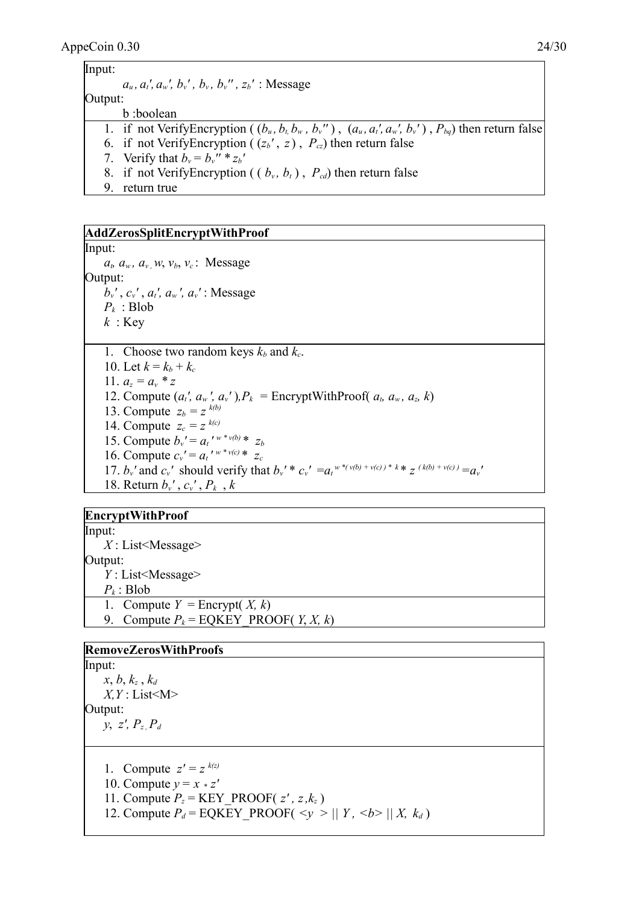Input:

$a_u$, $a_t'$, $a_w'$, $b_v'$, $b_v$, $b_v''$, $z_b'$ : Message

Output:

b :boolean

1. if not VerifyEncryption ( ($b_u$, $b_t$, $b_w$, $b_v''$ ), ($a_u$, $a_t'$, $a_w'$, $b_v'$ ) , $P_{bq}$) then return false
6. if not VerifyEncryption ( ($z_b'$ , $z$ ) , $P_{cz}$) then return false
7. Verify that $b_v = b_v'' * z_b'$
8. if not VerifyEncryption ( ( $b_v$, $b_t$ ) , $P_{cd}$) then return false
9. return true

**AddZerosSplitEncryptWithProof**

Input:

$a_t$, $a_w$, $a_v$, $w$, $v_b$, $v_c$ : Message

Output:

$b_v'$ , $c_v'$ , $a_t'$, $a_w'$, $a_v'$ : Message

$P_k$ : Blob

$k$ : Key

1. Choose two random keys $k_b$ and $k_c$.
10. Let $k = k_b + k_c$
11. $a_z = a_v * z$
12. Compute ($a_t'$, $a_w'$, $a_v'$ ),$P_k$ = EncryptWithProof( $a_t$, $a_w$, $a_z$, $k$)
13. Compute $z_b = z^{k(b)}$
14. Compute $z_c = z^{k(c)}$
15. Compute $b_v' = a_t'^{\,w * v(b)} * z_b$
16. Compute $c_v' = a_t'^{\,w * v(c)} * z_c$
17. $b_v'$ and $c_v'$ should verify that $b_v' * c_v' = a_t^{\,w *( v(b) + v(c) ) * k} * z^{( k(b) + v(c) )} = a_v'$
18. Return $b_v'$ , $c_v'$ , $P_k$ , $k$

**EncryptWithProof**

Input:

$X$ : List<Message>

Output:

$Y$ : List<Message>

$P_k$ : Blob

1. Compute $Y$ = Encrypt( $X$, $k$)
9. Compute $P_k$ = EQKEY_PROOF( $Y$, $X$, $k$)

**RemoveZerosWithProofs**

Input:

$x$, $b$, $k_z$ , $k_d$

$X$,$Y$ : List<M>

Output:

$y$, $z'$, $P_z$, $P_d$

1. Compute $z' = z^{k(z)}$
10. Compute $y = x * z'$
11. Compute $P_z$ = KEY_PROOF( $z'$ , $z$ ,$k_z$ )
12. Compute $P_d$ = EQKEY_PROOF( $<y>$ || $Y$ , $<b>$ || $X$, $k_d$ )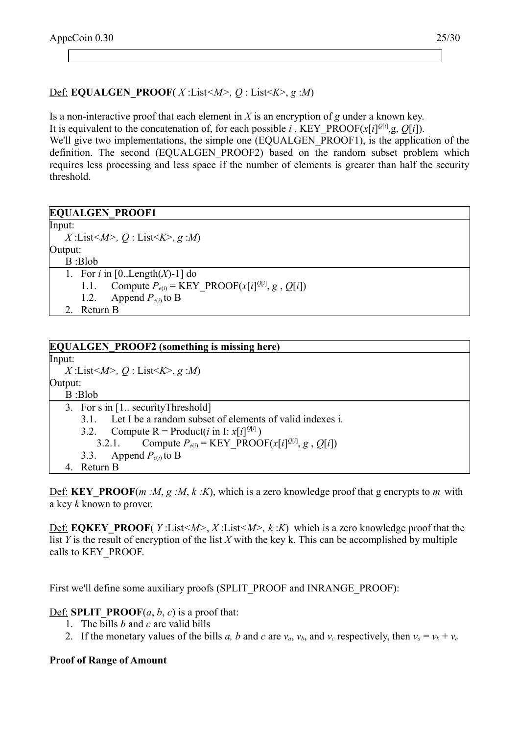Def: **EQUALGEN_PROOF**( *X* :List<*M*>*, Q* : List<*K*>, *g* :*M*)

Is a non-interactive proof that each element in *X* is an encryption of *g* under a known key.
It is equivalent to the concatenation of, for each possible *i* , KEY_PROOF($x[i]^{Q[i]}$,g, *Q*[*i*]).
We'll give two implementations, the simple one (EQUALGEN_PROOF1), is the application of the definition. The second (EQUALGEN_PROOF2) based on the random subset problem which requires less processing and less space if the number of elements is greater than half the security threshold.

| **EQUALGEN_PROOF1** |
|---|
| Input: |
| *X* :List<*M*>*, Q* : List<*K*>, *g* :*M*) |
| Output: |
| B :Blob |
| 1. For *i* in [0..Length(*X*)-1] do |
| 1.1. Compute $P_{e(i)}$ = KEY_PROOF($x[i]^{Q[i]}$, *g* , *Q*[*i*]) |
| 1.2. Append $P_{e(i)}$ to B |
| 2. Return B |

| **EQUALGEN_PROOF2 (something is missing here)** |
|---|
| Input: |
| *X* :List<*M*>*, Q* : List<*K*>, *g* :*M*) |
| Output: |
| B :Blob |
| 3. For s in [1.. securityThreshold] |
| 3.1. Let I be a random subset of elements of valid indexes i. |
| 3.2. Compute R = Product(*i* in I: $x[i]^{Q[i]}$) |
| 3.2.1. Compute $P_{e(i)}$ = KEY_PROOF($x[i]^{Q[i]}$, *g* , *Q*[*i*]) |
| 3.3. Append $P_{e(i)}$ to B |
| 4. Return B |

Def: **KEY_PROOF**(*m :M*, *g :M*, *k :K*), which is a zero knowledge proof that g encrypts to *m* with a key *k* known to prover.

Def: **EQKEY_PROOF**( *Y* :List<*M*>, *X* :List<*M*>*, k* :*K*) which is a zero knowledge proof that the list *Y* is the result of encryption of the list *X* with the key k. This can be accomplished by multiple calls to KEY_PROOF.

First we'll define some auxiliary proofs (SPLIT_PROOF and INRANGE_PROOF):

Def: **SPLIT_PROOF**(*a*, *b*, *c*) is a proof that:

1. The bills *b* and *c* are valid bills
2. If the monetary values of the bills *a, b* and *c* are $v_a$, $v_b$, and $v_c$ respectively, then $v_a = v_b + v_c$

**Proof of Range of Amount**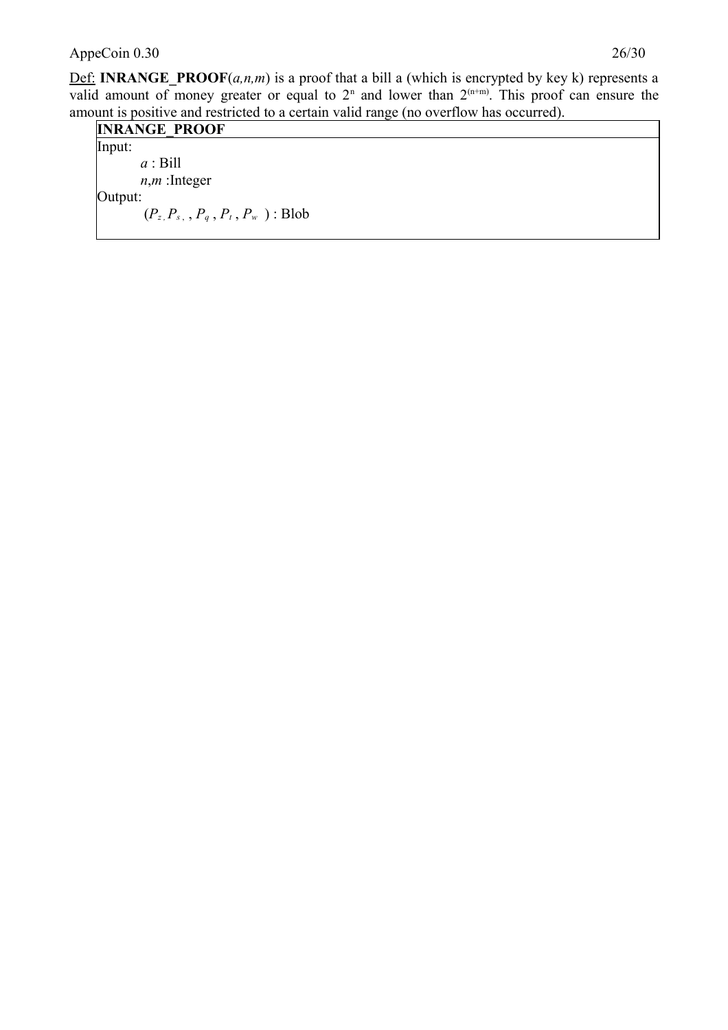<u>Def:</u> **INRANGE_PROOF**(*a,n,m*) is a proof that a bill a (which is encrypted by key k) represents a valid amount of money greater or equal to $2^n$ and lower than $2^{(n+m)}$. This proof can ensure the amount is positive and restricted to a certain valid range (no overflow has occurred).

| **INRANGE_PROOF** |
|---|
| Input:<br>    *a* : Bill<br>    *n*,*m* :Integer<br>Output:<br>    $(P_z, P_s, , P_q , P_t , P_w )$ : Blob |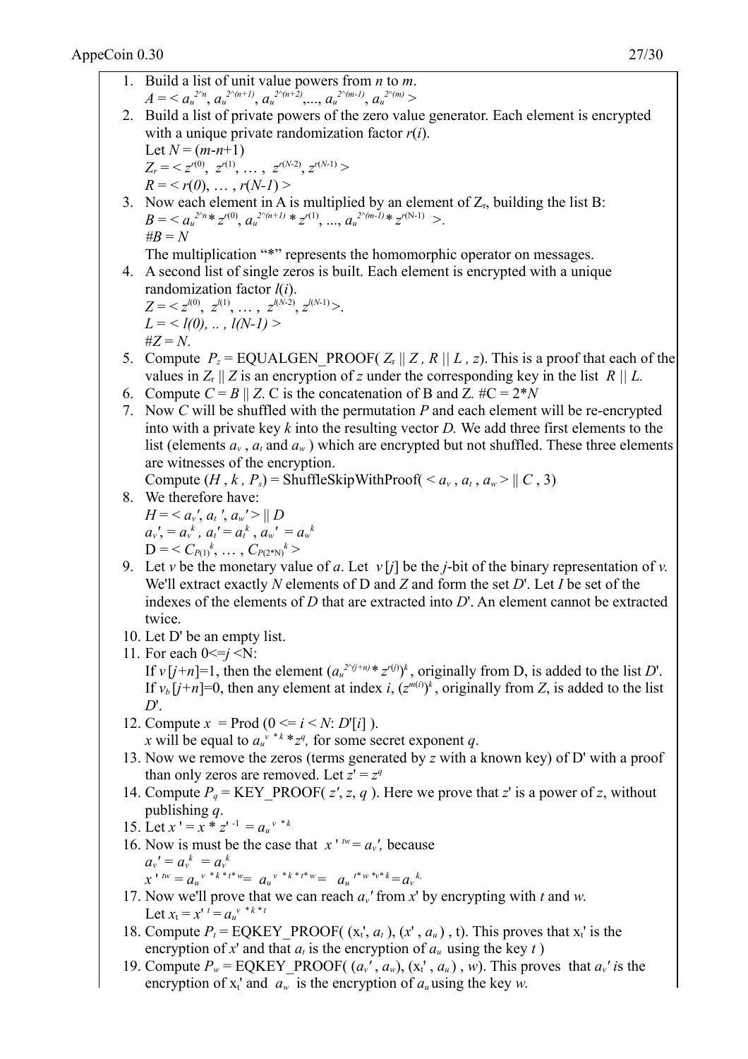1. Build a list of unit value powers from $n$ to $m$.
   $A = < a_u^{2^n}, a_u^{2^{(n+1)}}, a_u^{2^{(n+2)}}, ..., a_u^{2^{(m-1)}}, a_u^{2^{(m)}} >$
2. Build a list of private powers of the zero value generator. Each element is encrypted with a unique private randomization factor $r(i)$.
   Let $N = (m\text{-}n\text{+}1)$
   $Z_r = < z^{r(0)}, z^{r(1)}, \ldots, z^{r(N\text{-}2)}, z^{r(N\text{-}1)} >$
   $R = < r(0), \ldots, r(N\text{-}1) >$
3. Now each element in A is multiplied by an element of $Z_r$, building the list B:
   $B = < a_u^{2^n} * z^{r(0)}, a_u^{2^{(n+1)}} * z^{r(1)}, ..., a_u^{2^{(m-1)}} * z^{r(N\text{-}1)} >$.
   $\#B = N$
   The multiplication "*" represents the homomorphic operator on messages.
4. A second list of single zeros is built. Each element is encrypted with a unique randomization factor $l(i)$.
   $Z = < z^{l(0)}, z^{l(1)}, \ldots, z^{l(N\text{-}2)}, z^{l(N\text{-}1)} >$.
   $L = < l(0), .. , l(N\text{-}1) >$
   $\#Z = N$.
5. Compute $P_z$ = EQUALGEN_PROOF( $Z_r \,||\, Z$ , $R \,||\, L$ , $z$). This is a proof that each of the values in $Z_r \,||\, Z$ is an encryption of $z$ under the corresponding key in the list $R \,||\, L$.
6. Compute $C = B \,||\, Z$. C is the concatenation of B and Z. $\#C = 2*N$
7. Now $C$ will be shuffled with the permutation $P$ and each element will be re-encrypted into with a private key $k$ into the resulting vector $D$. We add three first elements to the list (elements $a_v$ , $a_t$ and $a_w$ ) which are encrypted but not shuffled. These three elements are witnesses of the encryption.
   Compute ($H$ , $k$ , $P_s$) = ShuffleSkipWithProof( $< a_v , a_t , a_w > \,||\, C$ , 3)
8. We therefore have:
   $H = < a_v', a_t', a_w' > \,||\, D$
   $a_v' = a_v^k$ , $a_t' = a_t^k$ , $a_w' = a_w^k$
   $D = < C_{P(1)}^k, \ldots, C_{P(2*N)}^k >$
9. Let $v$ be the monetary value of $a$. Let $v[j]$ be the $j$-bit of the binary representation of $v$. We'll extract exactly $N$ elements of D and $Z$ and form the set $D'$. Let $I$ be set of the indexes of the elements of $D$ that are extracted into $D'$. An element cannot be extracted twice.
10. Let D' be an empty list.
11. For each $0 <= j < N$:
    If $v[j+n]=1$, then the element $(a_u^{2^{(j+n)}} * z^{r(j)})^k$, originally from D, is added to the list $D'$.
    If $v_b[j+n]=0$, then any element at index $i$, $(z^{m(i)})^k$, originally from $Z$, is added to the list $D'$.
12. Compute $x$ = Prod ($0 <= i < N$: $D'[i]$ ).
    $x$ will be equal to $a_u^{v*k} * z^q$, for some secret exponent $q$.
13. Now we remove the zeros (terms generated by $z$ with a known key) of D' with a proof than only zeros are removed. Let $z' = z^q$
14. Compute $P_q$ = KEY_PROOF( $z'$, $z$, $q$ ). Here we prove that $z'$ is a power of $z$, without publishing $q$.
15. Let $x' = x * z'^{-1} = a_u^{v*k}$
16. Now is must be the case that $x'^{tw} = a_v'$, because
    $a_v' = a_v^k = a_v^k$
    $x'^{tw} = a_u^{v*k*t*w} = a_u^{v*k*t*w} = a_u^{t*w*v*k} = a_v^{k.}$
17. Now we'll prove that we can reach $a_v'$ from $x'$ by encrypting with $t$ and $w$.
    Let $x_t = x'^t = a_u^{v*k*t}$
18. Compute $P_t$ = EQKEY_PROOF( ($x_t'$, $a_t$ ), ($x'$ , $a_u$ ) , t). This proves that $x_t'$ is the encryption of $x'$ and that $a_t$ is the encryption of $a_u$ using the key $t$ )
19. Compute $P_w$ = EQKEY_PROOF( ($a_v'$ , $a_w$), ($x_t'$ , $a_u$ ) , $w$). This proves that $a_v'$ is the encryption of $x_t'$ and $a_w$ is the encryption of $a_u$ using the key $w$.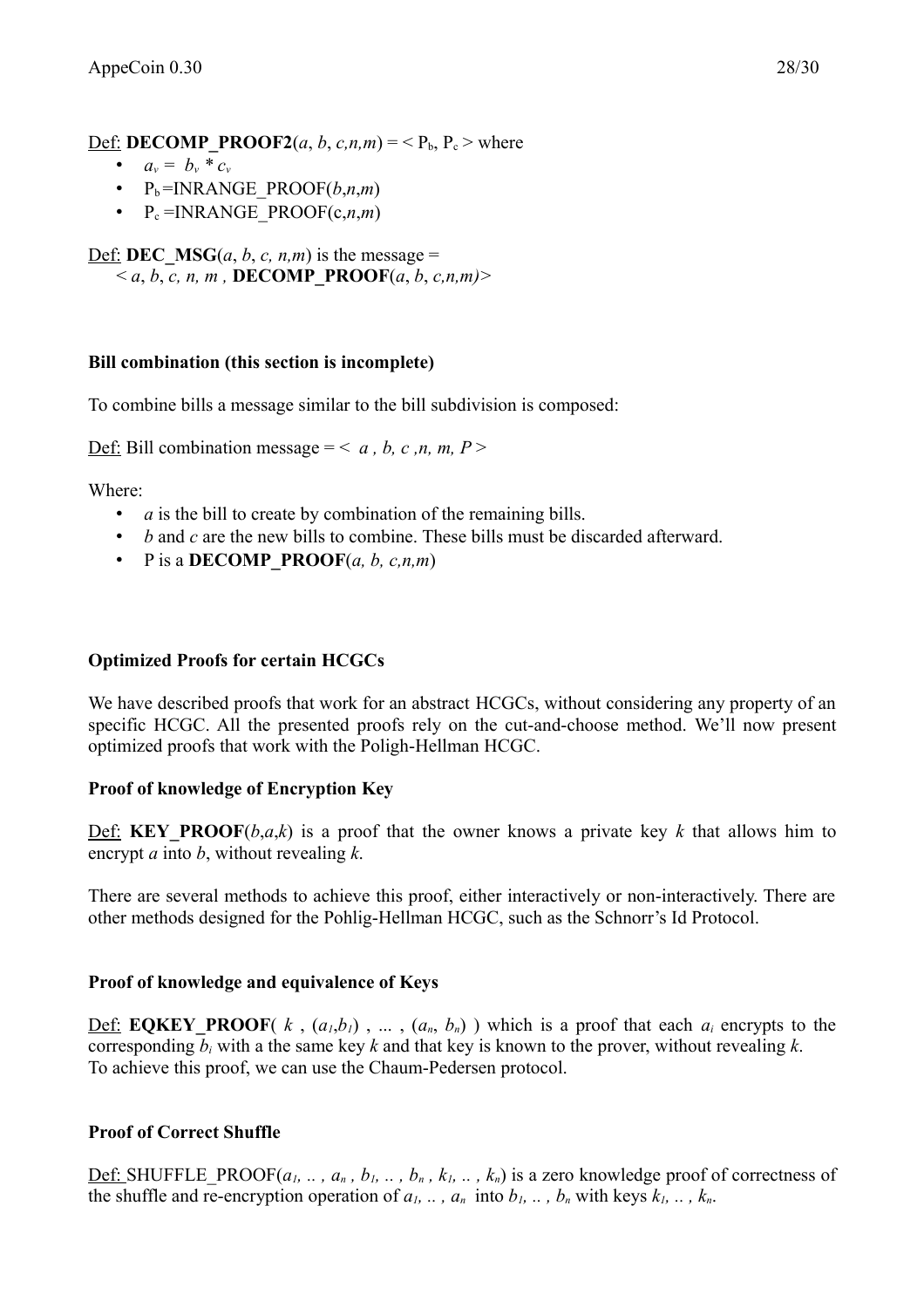Def: **DECOMP_PROOF2**($a$, $b$, $c,n,m$) = < $P_b$, $P_c$ > where

- $a_v = b_v * c_v$
- $P_b$ =INRANGE_PROOF($b$,$n$,$m$)
- $P_c$ =INRANGE_PROOF(c,$n$,$m$)

Def: **DEC_MSG**($a$, $b$, $c$, $n$,$m$) is the message =
< $a$, $b$, $c$, $n$, $m$ , **DECOMP_PROOF**($a$, $b$, $c$,$n$,$m$)>

**Bill combination (this section is incomplete)**

To combine bills a message similar to the bill subdivision is composed:

Def: Bill combination message = < $a$ , $b$, $c$ ,$n$, $m$, $P$ >

Where:

- $a$ is the bill to create by combination of the remaining bills.
- $b$ and $c$ are the new bills to combine. These bills must be discarded afterward.
- P is a **DECOMP_PROOF**($a$, $b$, $c$,$n$,$m$)

**Optimized Proofs for certain HCGCs**

We have described proofs that work for an abstract HCGCs, without considering any property of an specific HCGC. All the presented proofs rely on the cut-and-choose method. We'll now present optimized proofs that work with the Poligh-Hellman HCGC.

**Proof of knowledge of Encryption Key**

Def: **KEY_PROOF**($b$,$a$,$k$) is a proof that the owner knows a private key $k$ that allows him to encrypt $a$ into $b$, without revealing $k$.

There are several methods to achieve this proof, either interactively or non-interactively. There are other methods designed for the Pohlig-Hellman HCGC, such as the Schnorr's Id Protocol.

**Proof of knowledge and equivalence of Keys**

Def: **EQKEY_PROOF**( $k$ , ($a_1$,$b_1$) , ... , ($a_n$, $b_n$) ) which is a proof that each $a_i$ encrypts to the corresponding $b_i$ with a the same key $k$ and that key is known to the prover, without revealing $k$.
To achieve this proof, we can use the Chaum-Pedersen protocol.

**Proof of Correct Shuffle**

Def: SHUFFLE_PROOF($a_1$, .. , $a_n$ , $b_1$, .. , $b_n$ , $k_1$, .. , $k_n$) is a zero knowledge proof of correctness of the shuffle and re-encryption operation of $a_1$, .. , $a_n$ into $b_1$, .. , $b_n$ with keys $k_1$, .. , $k_n$.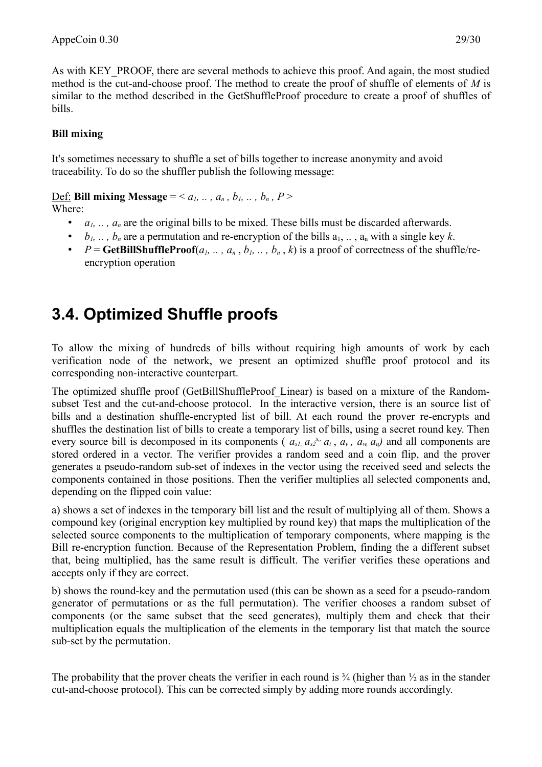As with KEY_PROOF, there are several methods to achieve this proof. And again, the most studied method is the cut-and-choose proof. The method to create the proof of shuffle of elements of *M* is similar to the method described in the GetShuffleProof procedure to create a proof of shuffles of bills.

### Bill mixing

It's sometimes necessary to shuffle a set of bills together to increase anonymity and avoid traceability. To do so the shuffler publish the following message:

Def: **Bill mixing Message** = $< a_1, .. , a_n , b_1, .. , b_n , P >$
Where:

- $a_1, .. , a_n$ are the original bills to be mixed. These bills must be discarded afterwards.
- $b_1, .. , b_n$ are a permutation and re-encryption of the bills $a_1, .. , a_n$ with a single key *k*.
- $P$ = **GetBillShuffleProof**($a_1, .. , a_n , b_1, .. , b_n , k$) is a proof of correctness of the shuffle/re-encryption operation

## 3.4. Optimized Shuffle proofs

To allow the mixing of hundreds of bills without requiring high amounts of work by each verification node of the network, we present an optimized shuffle proof protocol and its corresponding non-interactive counterpart.

The optimized shuffle proof (GetBillShuffleProof_Linear) is based on a mixture of the Random-subset Test and the cut-and-choose protocol. In the interactive version, there is an source list of bills and a destination shuffle-encrypted list of bill. At each round the prover re-encrypts and shuffles the destination list of bills to create a temporary list of bills, using a secret round key. Then every source bill is decomposed in its components ( $a_{s1,}\ a_{s2}^{s_{..}}\ a_t$ , $a_v$ , $a_{w,}\ a_u$) and all components are stored ordered in a vector. The verifier provides a random seed and a coin flip, and the prover generates a pseudo-random sub-set of indexes in the vector using the received seed and selects the components contained in those positions. Then the verifier multiplies all selected components and, depending on the flipped coin value:

a) shows a set of indexes in the temporary bill list and the result of multiplying all of them. Shows a compound key (original encryption key multiplied by round key) that maps the multiplication of the selected source components to the multiplication of temporary components, where mapping is the Bill re-encryption function. Because of the Representation Problem, finding the a different subset that, being multiplied, has the same result is difficult. The verifier verifies these operations and accepts only if they are correct.

b) shows the round-key and the permutation used (this can be shown as a seed for a pseudo-random generator of permutations or as the full permutation). The verifier chooses a random subset of components (or the same subset that the seed generates), multiply them and check that their multiplication equals the multiplication of the elements in the temporary list that match the source sub-set by the permutation.

The probability that the prover cheats the verifier in each round is ¾ (higher than ½ as in the stander cut-and-choose protocol). This can be corrected simply by adding more rounds accordingly.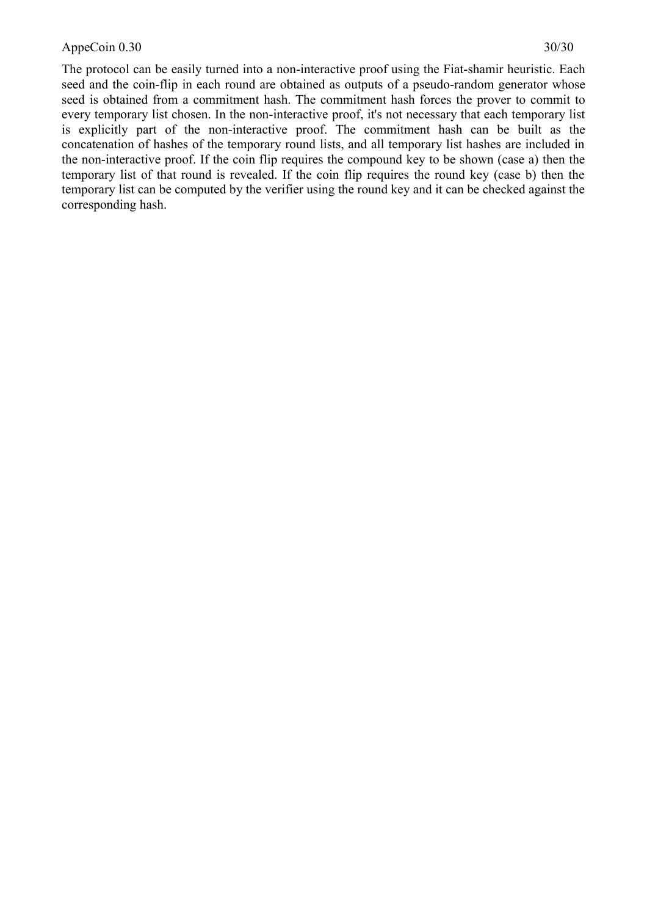The protocol can be easily turned into a non-interactive proof using the Fiat-shamir heuristic. Each seed and the coin-flip in each round are obtained as outputs of a pseudo-random generator whose seed is obtained from a commitment hash. The commitment hash forces the prover to commit to every temporary list chosen. In the non-interactive proof, it's not necessary that each temporary list is explicitly part of the non-interactive proof. The commitment hash can be built as the concatenation of hashes of the temporary round lists, and all temporary list hashes are included in the non-interactive proof. If the coin flip requires the compound key to be shown (case a) then the temporary list of that round is revealed. If the coin flip requires the round key (case b) then the temporary list can be computed by the verifier using the round key and it can be checked against the corresponding hash.